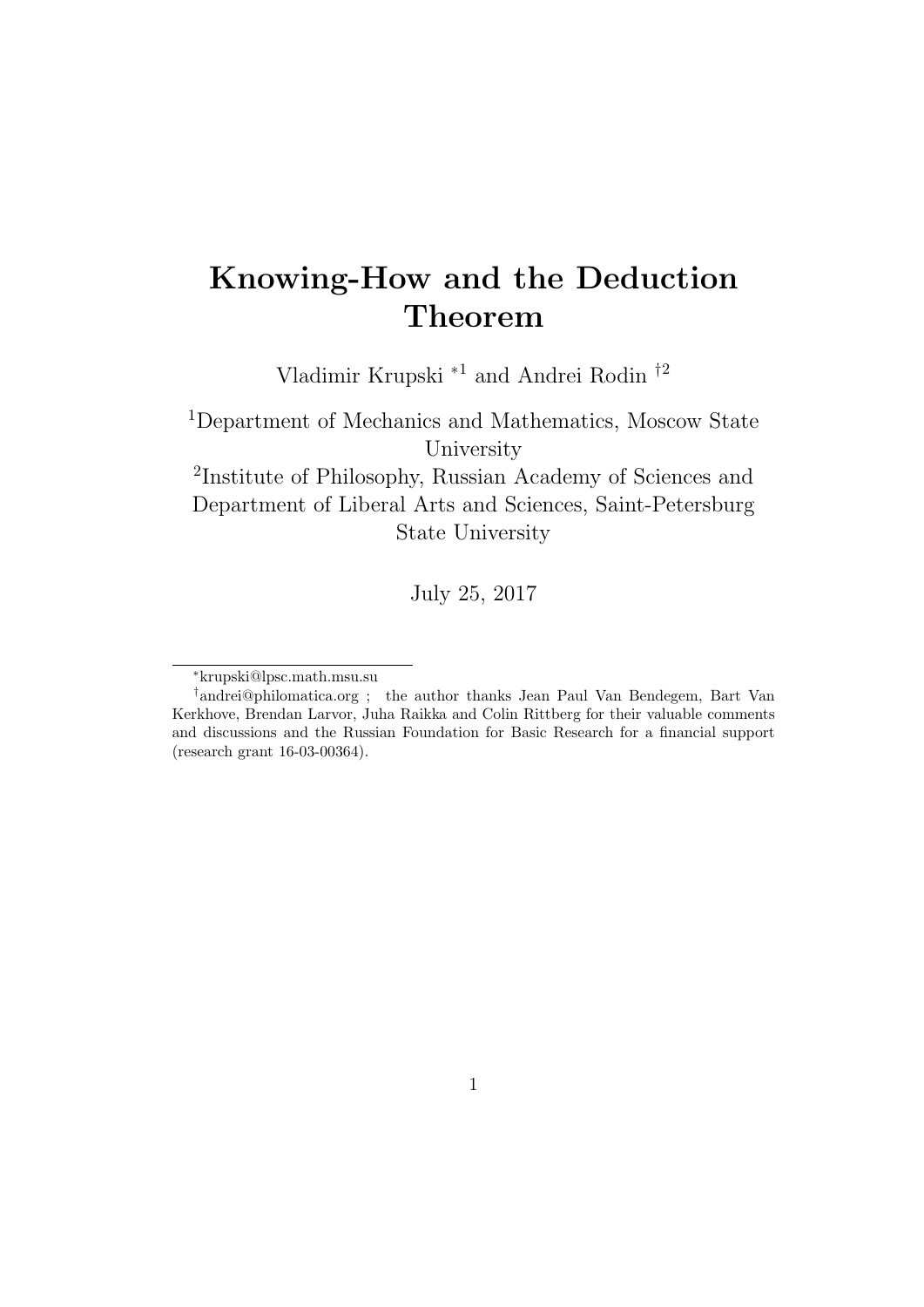# Knowing-How and the Deduction Theorem

Vladimir Krupski [*1] and Andrei Rodin [†2]

[1]Department of Mechanics and Mathematics, Moscow State University

[2]Institute of Philosophy, Russian Academy of Sciences and Department of Liberal Arts and Sciences, Saint-Petersburg State University

July 25, 2017

---

[*]krupski@lpsc.math.msu.su

[†]andrei@philomatica.org ; the author thanks Jean Paul Van Bendegem, Bart Van Kerkhove, Brendan Larvor, Juha Raikka and Colin Rittberg for their valuable comments and discussions and the Russian Foundation for Basic Research for a financial support (research grant 16-03-00364).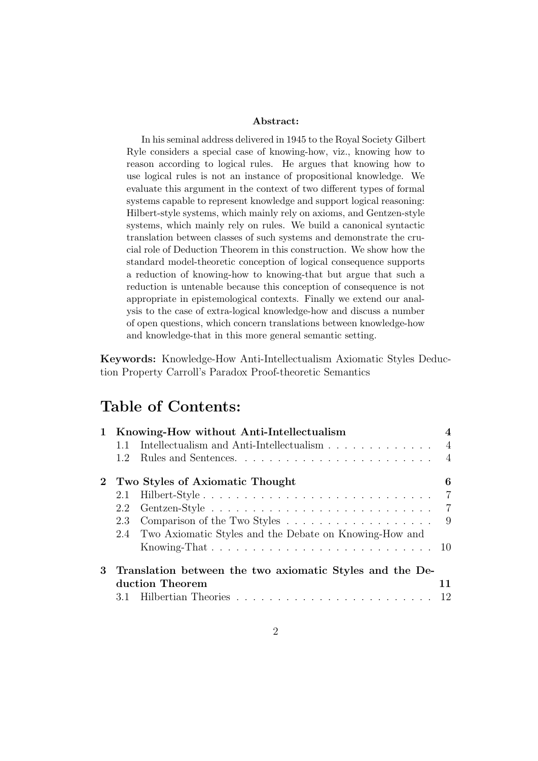**Abstract:**

In his seminal address delivered in 1945 to the Royal Society Gilbert Ryle considers a special case of knowing-how, viz., knowing how to reason according to logical rules. He argues that knowing how to use logical rules is not an instance of propositional knowledge. We evaluate this argument in the context of two different types of formal systems capable to represent knowledge and support logical reasoning: Hilbert-style systems, which mainly rely on axioms, and Gentzen-style systems, which mainly rely on rules. We build a canonical syntactic translation between classes of such systems and demonstrate the crucial role of Deduction Theorem in this construction. We show how the standard model-theoretic conception of logical consequence supports a reduction of knowing-how to knowing-that but argue that such a reduction is untenable because this conception of consequence is not appropriate in epistemological contexts. Finally we extend our analysis to the case of extra-logical knowledge-how and discuss a number of open questions, which concern translations between knowledge-how and knowledge-that in this more general semantic setting.

**Keywords:** Knowledge-How Anti-Intellectualism Axiomatic Styles Deduction Property Carroll's Paradox Proof-theoretic Semantics

# Table of Contents:

- **1 Knowing-How without Anti-Intellectualism** **4**
  - 1.1 Intellectualism and Anti-Intellectualism . . . . . 4
  - 1.2 Rules and Sentences. . . . . 4
- **2 Two Styles of Axiomatic Thought** **6**
  - 2.1 Hilbert-Style . . . . . 7
  - 2.2 Gentzen-Style . . . . . 7
  - 2.3 Comparison of the Two Styles . . . . . 9
  - 2.4 Two Axiomatic Styles and the Debate on Knowing-How and Knowing-That . . . . . 10
- **3 Translation between the two axiomatic Styles and the Deduction Theorem** **11**
  - 3.1 Hilbertian Theories . . . . . 12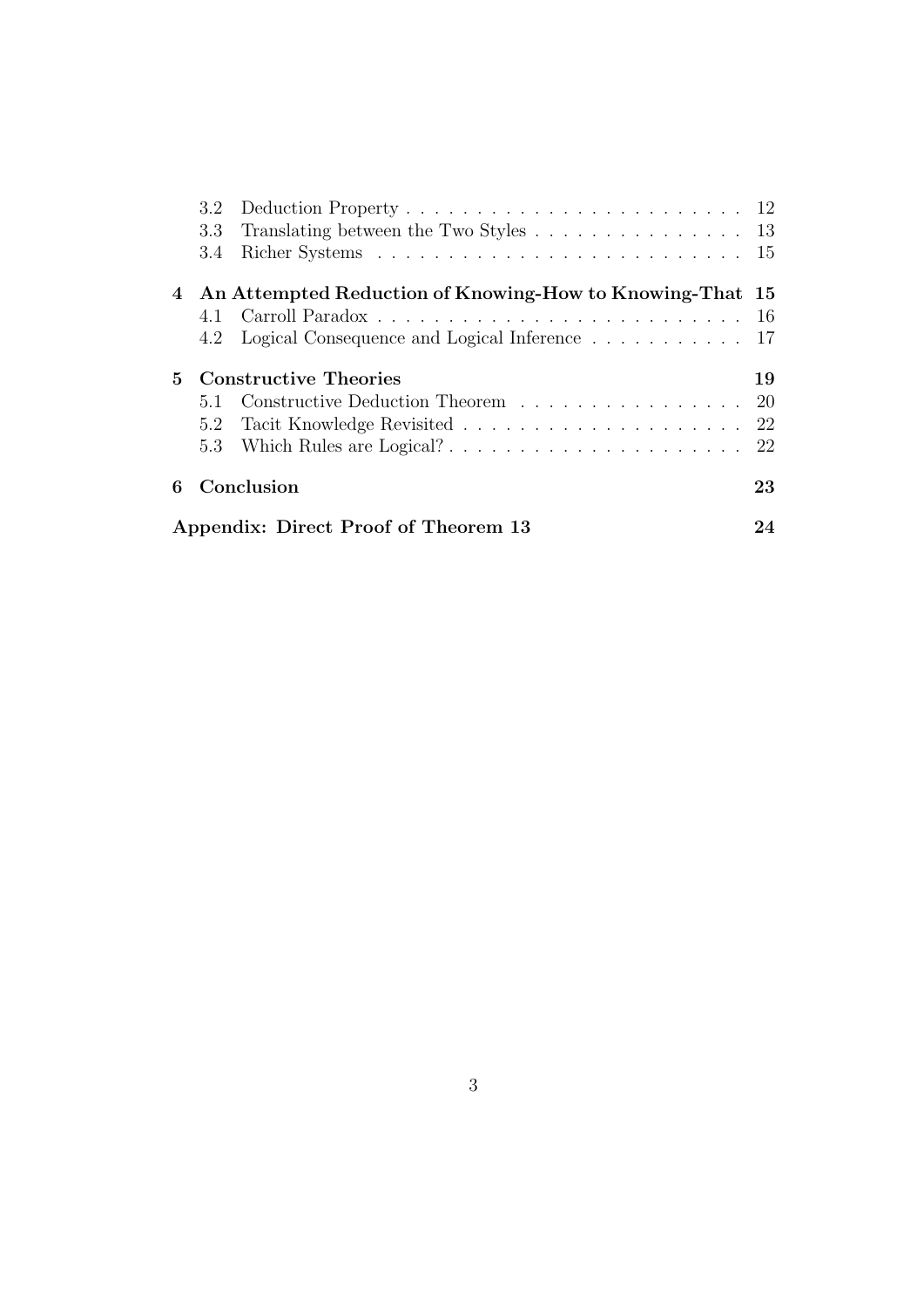- 3.2 Deduction Property . . . . . . . . . . . . . . . . . . . . . . . . . 12
- 3.3 Translating between the Two Styles . . . . . . . . . . . . . . . 13
- 3.4 Richer Systems . . . . . . . . . . . . . . . . . . . . . . . . . . . 15

**4 An Attempted Reduction of Knowing-How to Knowing-That 15**

- 4.1 Carroll Paradox . . . . . . . . . . . . . . . . . . . . . . . . . . . 16
- 4.2 Logical Consequence and Logical Inference . . . . . . . . . . . 17

**5 Constructive Theories 19**

- 5.1 Constructive Deduction Theorem . . . . . . . . . . . . . . . . 20
- 5.2 Tacit Knowledge Revisited . . . . . . . . . . . . . . . . . . . . 22
- 5.3 Which Rules are Logical? . . . . . . . . . . . . . . . . . . . . . 22

**6 Conclusion 23**

**Appendix: Direct Proof of Theorem 13 24**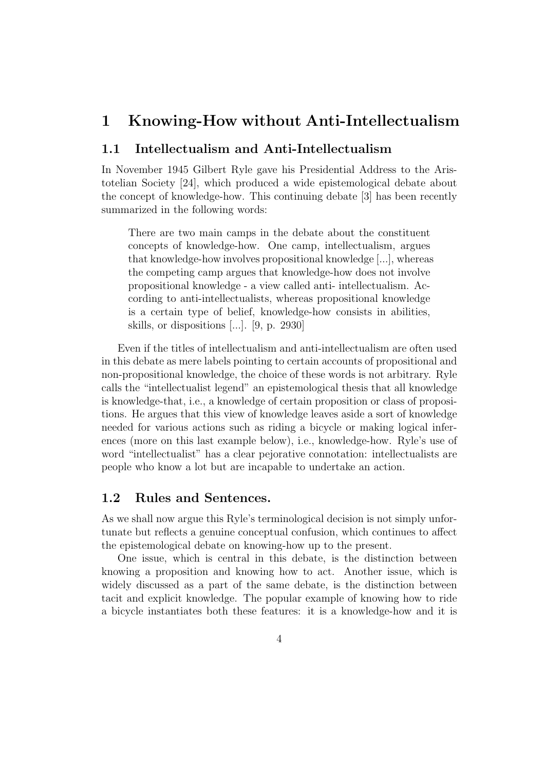# 1 Knowing-How without Anti-Intellectualism

## 1.1 Intellectualism and Anti-Intellectualism

In November 1945 Gilbert Ryle gave his Presidential Address to the Aristotelian Society [24], which produced a wide epistemological debate about the concept of knowledge-how. This continuing debate [3] has been recently summarized in the following words:

> There are two main camps in the debate about the constituent concepts of knowledge-how. One camp, intellectualism, argues that knowledge-how involves propositional knowledge [...], whereas the competing camp argues that knowledge-how does not involve propositional knowledge - a view called anti- intellectualism. According to anti-intellectualists, whereas propositional knowledge is a certain type of belief, knowledge-how consists in abilities, skills, or dispositions [...]. [9, p. 2930]

Even if the titles of intellectualism and anti-intellectualism are often used in this debate as mere labels pointing to certain accounts of propositional and non-propositional knowledge, the choice of these words is not arbitrary. Ryle calls the "intellectualist legend" an epistemological thesis that all knowledge is knowledge-that, i.e., a knowledge of certain proposition or class of propositions. He argues that this view of knowledge leaves aside a sort of knowledge needed for various actions such as riding a bicycle or making logical inferences (more on this last example below), i.e., knowledge-how. Ryle's use of word "intellectualist" has a clear pejorative connotation: intellectualists are people who know a lot but are incapable to undertake an action.

## 1.2 Rules and Sentences.

As we shall now argue this Ryle's terminological decision is not simply unfortunate but reflects a genuine conceptual confusion, which continues to affect the epistemological debate on knowing-how up to the present.

One issue, which is central in this debate, is the distinction between knowing a proposition and knowing how to act. Another issue, which is widely discussed as a part of the same debate, is the distinction between tacit and explicit knowledge. The popular example of knowing how to ride a bicycle instantiates both these features: it is a knowledge-how and it is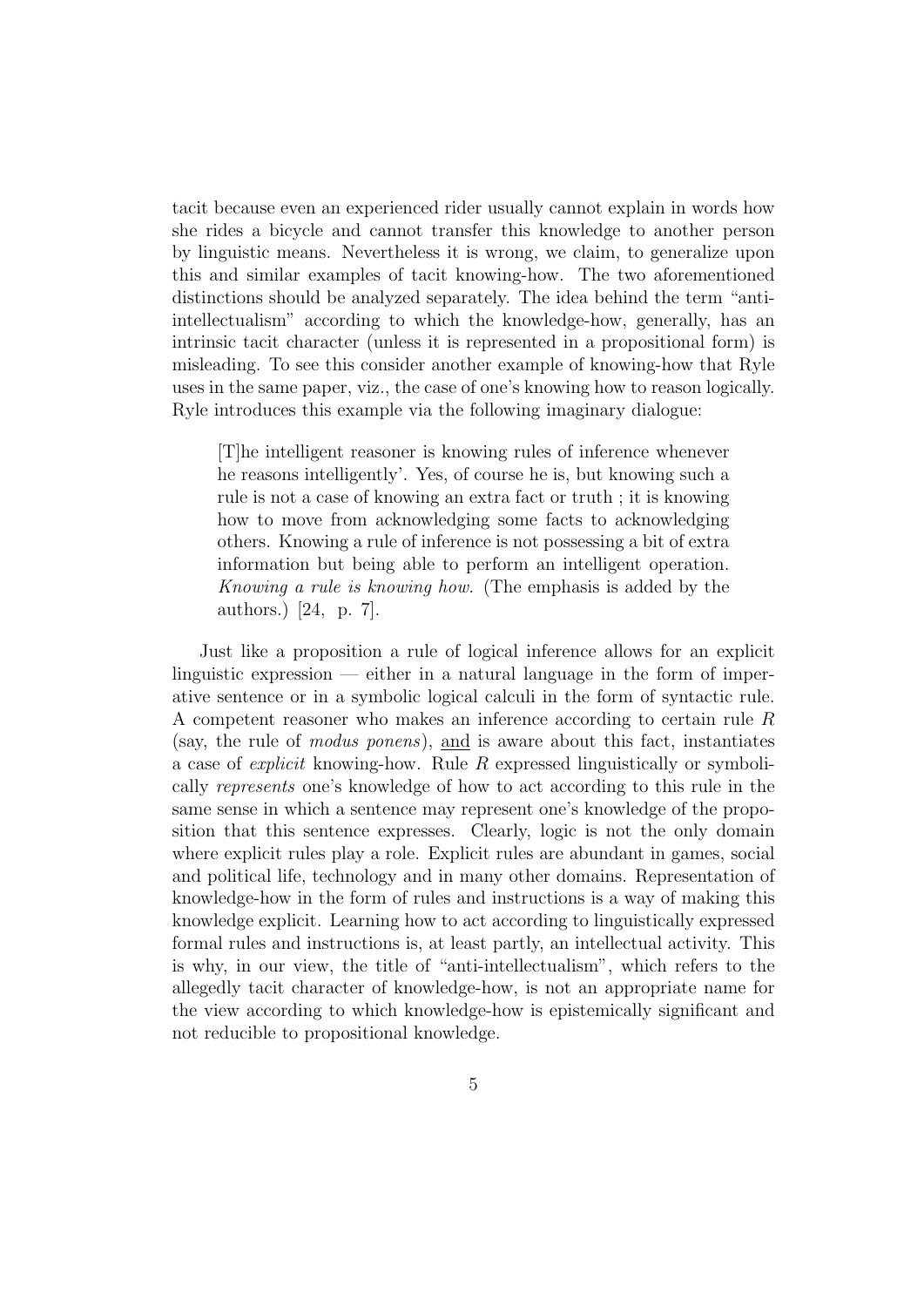tacit because even an experienced rider usually cannot explain in words how she rides a bicycle and cannot transfer this knowledge to another person by linguistic means. Nevertheless it is wrong, we claim, to generalize upon this and similar examples of tacit knowing-how. The two aforementioned distinctions should be analyzed separately. The idea behind the term "anti-intellectualism" according to which the knowledge-how, generally, has an intrinsic tacit character (unless it is represented in a propositional form) is misleading. To see this consider another example of knowing-how that Ryle uses in the same paper, viz., the case of one's knowing how to reason logically. Ryle introduces this example via the following imaginary dialogue:

> [T]he intelligent reasoner is knowing rules of inference whenever he reasons intelligently'. Yes, of course he is, but knowing such a rule is not a case of knowing an extra fact or truth ; it is knowing how to move from acknowledging some facts to acknowledging others. Knowing a rule of inference is not possessing a bit of extra information but being able to perform an intelligent operation. *Knowing a rule is knowing how.* (The emphasis is added by the authors.) [24, p. 7].

Just like a proposition a rule of logical inference allows for an explicit linguistic expression — either in a natural language in the form of imperative sentence or in a symbolic logical calculi in the form of syntactic rule. A competent reasoner who makes an inference according to certain rule $R$ (say, the rule of *modus ponens*), <u>and</u> is aware about this fact, instantiates a case of *explicit* knowing-how. Rule $R$ expressed linguistically or symbolically *represents* one's knowledge of how to act according to this rule in the same sense in which a sentence may represent one's knowledge of the proposition that this sentence expresses. Clearly, logic is not the only domain where explicit rules play a role. Explicit rules are abundant in games, social and political life, technology and in many other domains. Representation of knowledge-how in the form of rules and instructions is a way of making this knowledge explicit. Learning how to act according to linguistically expressed formal rules and instructions is, at least partly, an intellectual activity. This is why, in our view, the title of "anti-intellectualism", which refers to the allegedly tacit character of knowledge-how, is not an appropriate name for the view according to which knowledge-how is epistemically significant and not reducible to propositional knowledge.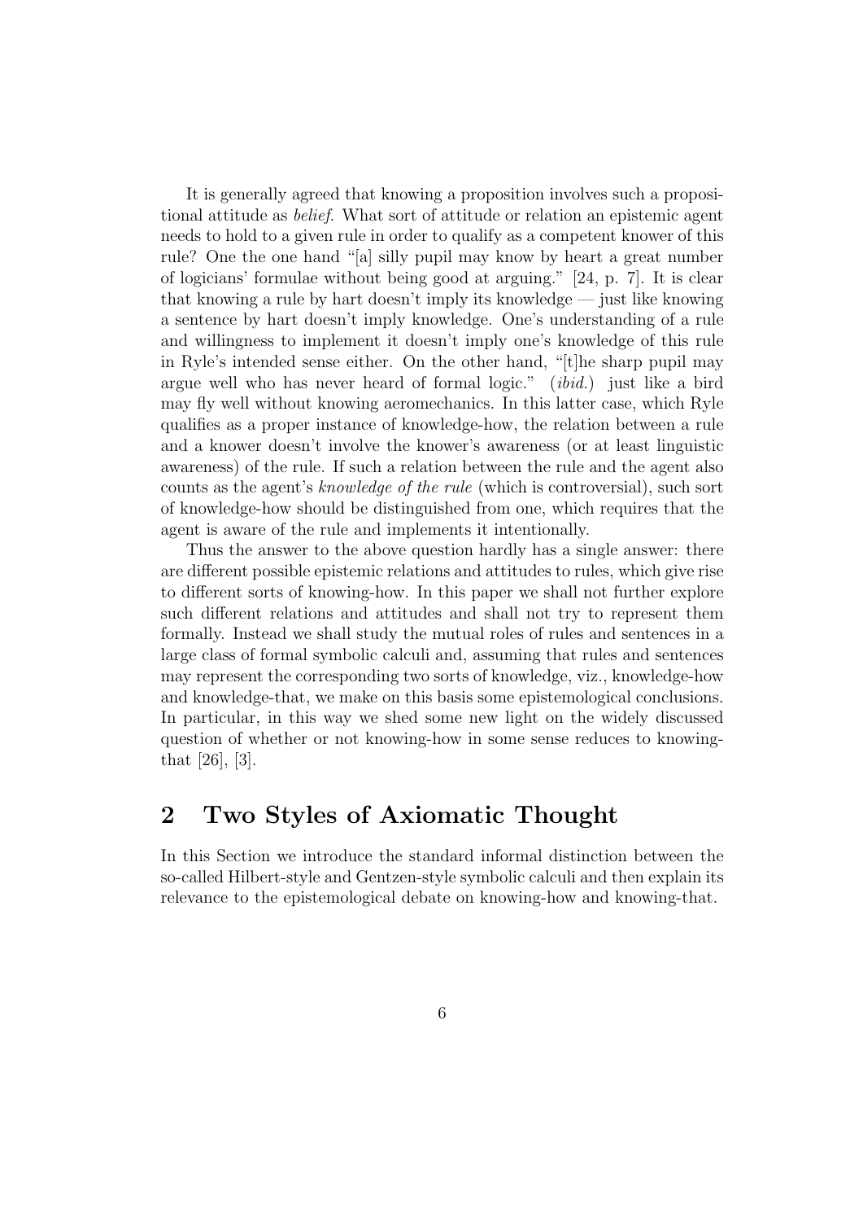It is generally agreed that knowing a proposition involves such a propositional attitude as *belief*. What sort of attitude or relation an epistemic agent needs to hold to a given rule in order to qualify as a competent knower of this rule? One the one hand "[a] silly pupil may know by heart a great number of logicians' formulae without being good at arguing." [24, p. 7]. It is clear that knowing a rule by hart doesn't imply its knowledge — just like knowing a sentence by hart doesn't imply knowledge. One's understanding of a rule and willingness to implement it doesn't imply one's knowledge of this rule in Ryle's intended sense either. On the other hand, "[t]he sharp pupil may argue well who has never heard of formal logic." (*ibid.*) just like a bird may fly well without knowing aeromechanics. In this latter case, which Ryle qualifies as a proper instance of knowledge-how, the relation between a rule and a knower doesn't involve the knower's awareness (or at least linguistic awareness) of the rule. If such a relation between the rule and the agent also counts as the agent's *knowledge of the rule* (which is controversial), such sort of knowledge-how should be distinguished from one, which requires that the agent is aware of the rule and implements it intentionally.

Thus the answer to the above question hardly has a single answer: there are different possible epistemic relations and attitudes to rules, which give rise to different sorts of knowing-how. In this paper we shall not further explore such different relations and attitudes and shall not try to represent them formally. Instead we shall study the mutual roles of rules and sentences in a large class of formal symbolic calculi and, assuming that rules and sentences may represent the corresponding two sorts of knowledge, viz., knowledge-how and knowledge-that, we make on this basis some epistemological conclusions. In particular, in this way we shed some new light on the widely discussed question of whether or not knowing-how in some sense reduces to knowing-that [26], [3].

## 2 Two Styles of Axiomatic Thought

In this Section we introduce the standard informal distinction between the so-called Hilbert-style and Gentzen-style symbolic calculi and then explain its relevance to the epistemological debate on knowing-how and knowing-that.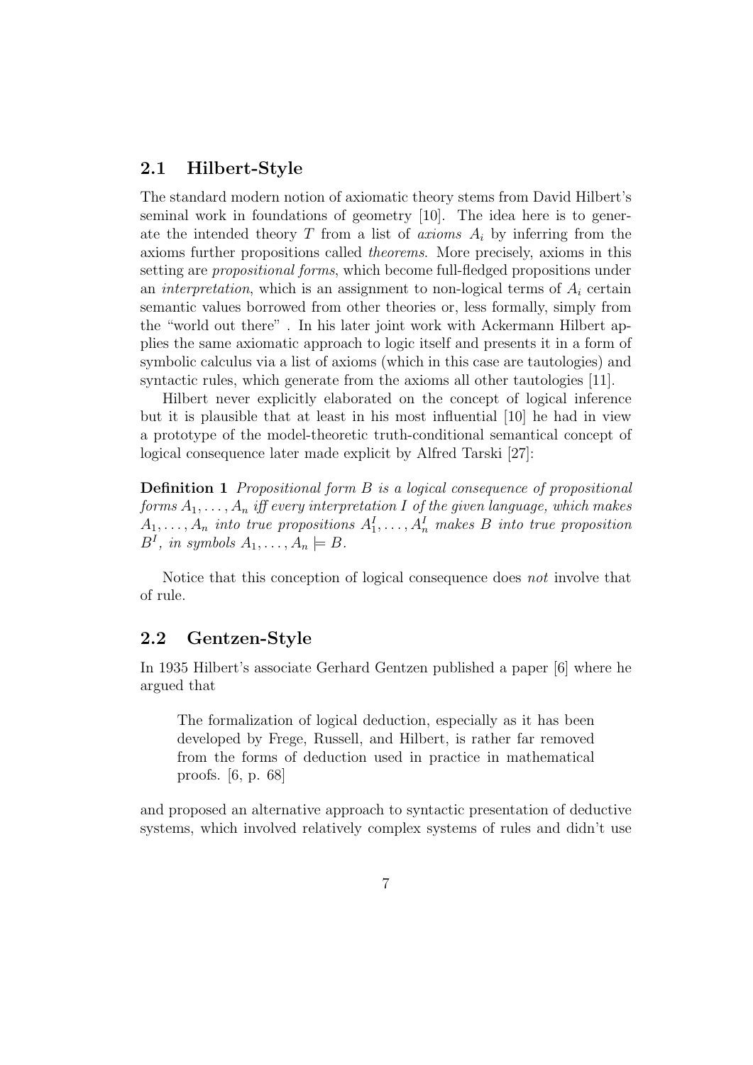## 2.1 Hilbert-Style

The standard modern notion of axiomatic theory stems from David Hilbert's seminal work in foundations of geometry [10]. The idea here is to generate the intended theory $T$ from a list of *axioms* $A_i$ by inferring from the axioms further propositions called *theorems*. More precisely, axioms in this setting are *propositional forms*, which become full-fledged propositions under an *interpretation*, which is an assignment to non-logical terms of $A_i$ certain semantic values borrowed from other theories or, less formally, simply from the "world out there" . In his later joint work with Ackermann Hilbert applies the same axiomatic approach to logic itself and presents it in a form of symbolic calculus via a list of axioms (which in this case are tautologies) and syntactic rules, which generate from the axioms all other tautologies [11].

Hilbert never explicitly elaborated on the concept of logical inference but it is plausible that at least in his most influential [10] he had in view a prototype of the model-theoretic truth-conditional semantical concept of logical consequence later made explicit by Alfred Tarski [27]:

**Definition 1** *Propositional form $B$ is a logical consequence of propositional forms $A_1, \dots, A_n$ iff every interpretation $I$ of the given language, which makes $A_1, \dots, A_n$ into true propositions $A_1^I, \dots, A_n^I$ makes $B$ into true proposition $B^I$, in symbols $A_1, \dots, A_n \models B$.*

Notice that this conception of logical consequence does *not* involve that of rule.

## 2.2 Gentzen-Style

In 1935 Hilbert's associate Gerhard Gentzen published a paper [6] where he argued that

> The formalization of logical deduction, especially as it has been developed by Frege, Russell, and Hilbert, is rather far removed from the forms of deduction used in practice in mathematical proofs. [6, p. 68]

and proposed an alternative approach to syntactic presentation of deductive systems, which involved relatively complex systems of rules and didn't use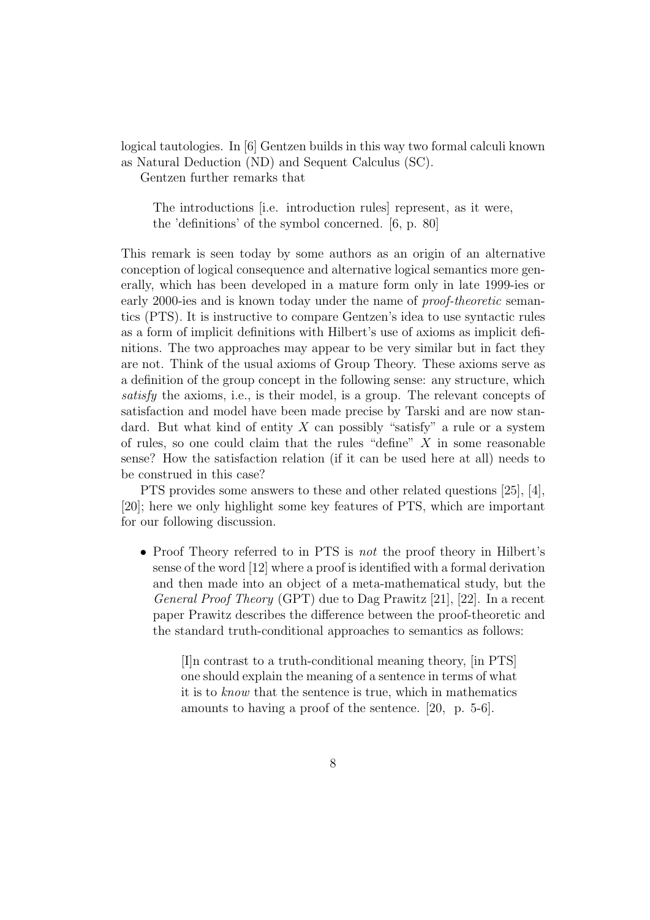logical tautologies. In [6] Gentzen builds in this way two formal calculi known as Natural Deduction (ND) and Sequent Calculus (SC).

Gentzen further remarks that

> The introductions [i.e. introduction rules] represent, as it were, the 'definitions' of the symbol concerned. [6, p. 80]

This remark is seen today by some authors as an origin of an alternative conception of logical consequence and alternative logical semantics more generally, which has been developed in a mature form only in late 1999-ies or early 2000-ies and is known today under the name of *proof-theoretic* semantics (PTS). It is instructive to compare Gentzen's idea to use syntactic rules as a form of implicit definitions with Hilbert's use of axioms as implicit definitions. The two approaches may appear to be very similar but in fact they are not. Think of the usual axioms of Group Theory. These axioms serve as a definition of the group concept in the following sense: any structure, which *satisfy* the axioms, i.e., is their model, is a group. The relevant concepts of satisfaction and model have been made precise by Tarski and are now standard. But what kind of entity $X$ can possibly "satisfy" a rule or a system of rules, so one could claim that the rules "define" $X$ in some reasonable sense? How the satisfaction relation (if it can be used here at all) needs to be construed in this case?

PTS provides some answers to these and other related questions [25], [4], [20]; here we only highlight some key features of PTS, which are important for our following discussion.

- Proof Theory referred to in PTS is *not* the proof theory in Hilbert's sense of the word [12] where a proof is identified with a formal derivation and then made into an object of a meta-mathematical study, but the *General Proof Theory* (GPT) due to Dag Prawitz [21], [22]. In a recent paper Prawitz describes the difference between the proof-theoretic and the standard truth-conditional approaches to semantics as follows:

  > [I]n contrast to a truth-conditional meaning theory, [in PTS] one should explain the meaning of a sentence in terms of what it is to *know* that the sentence is true, which in mathematics amounts to having a proof of the sentence. [20, p. 5-6].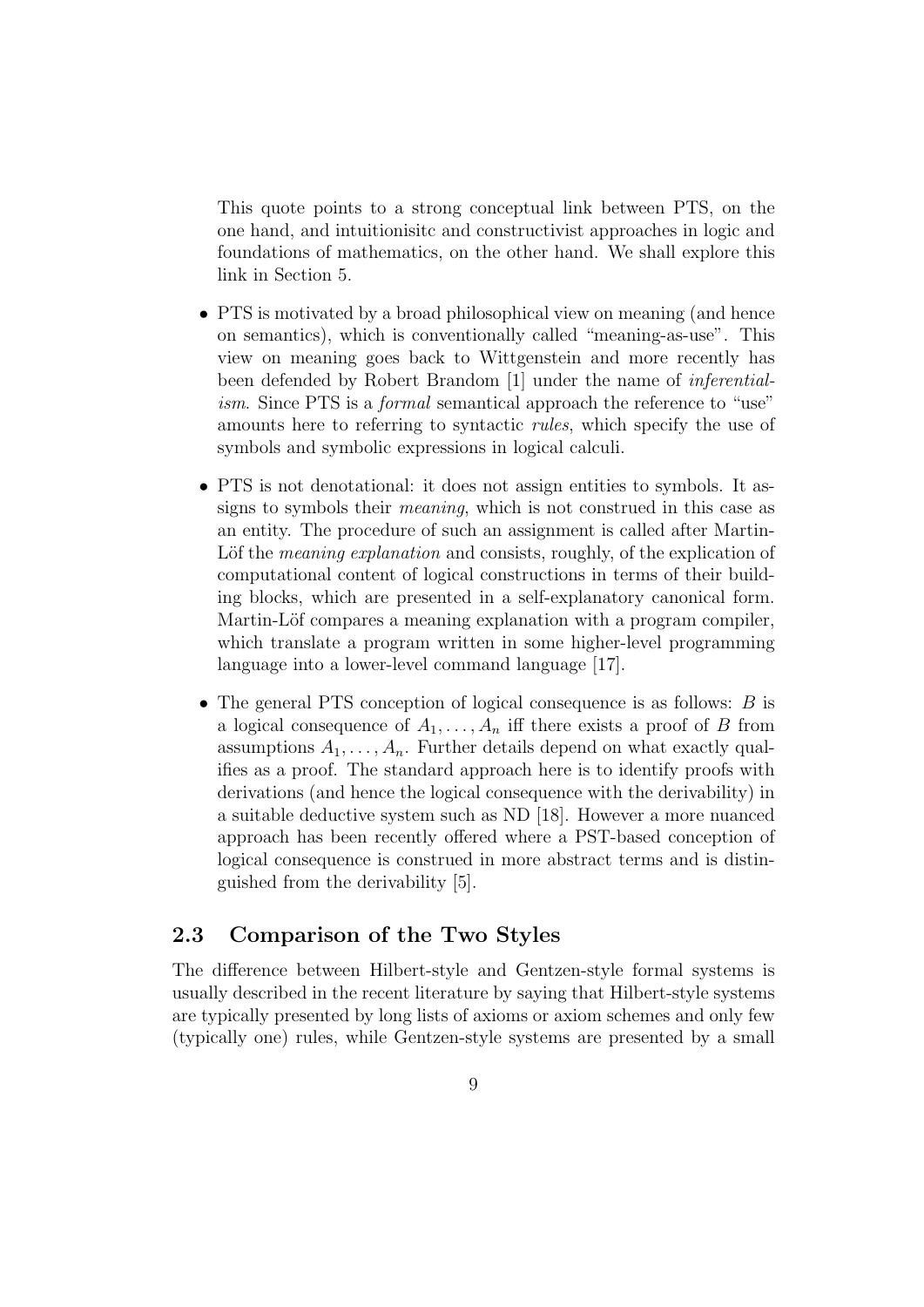This quote points to a strong conceptual link between PTS, on the one hand, and intuitionisitc and constructivist approaches in logic and foundations of mathematics, on the other hand. We shall explore this link in Section 5.

- PTS is motivated by a broad philosophical view on meaning (and hence on semantics), which is conventionally called "meaning-as-use". This view on meaning goes back to Wittgenstein and more recently has been defended by Robert Brandom [1] under the name of *inferentialism*. Since PTS is a *formal* semantical approach the reference to "use" amounts here to referring to syntactic *rules*, which specify the use of symbols and symbolic expressions in logical calculi.

- PTS is not denotational: it does not assign entities to symbols. It assigns to symbols their *meaning*, which is not construed in this case as an entity. The procedure of such an assignment is called after Martin-Löf the *meaning explanation* and consists, roughly, of the explication of computational content of logical constructions in terms of their building blocks, which are presented in a self-explanatory canonical form. Martin-Löf compares a meaning explanation with a program compiler, which translate a program written in some higher-level programming language into a lower-level command language [17].

- The general PTS conception of logical consequence is as follows: $B$ is a logical consequence of $A_1, \ldots, A_n$ iff there exists a proof of $B$ from assumptions $A_1, \ldots, A_n$. Further details depend on what exactly qualifies as a proof. The standard approach here is to identify proofs with derivations (and hence the logical consequence with the derivability) in a suitable deductive system such as ND [18]. However a more nuanced approach has been recently offered where a PST-based conception of logical consequence is construed in more abstract terms and is distinguished from the derivability [5].

## 2.3 Comparison of the Two Styles

The difference between Hilbert-style and Gentzen-style formal systems is usually described in the recent literature by saying that Hilbert-style systems are typically presented by long lists of axioms or axiom schemes and only few (typically one) rules, while Gentzen-style systems are presented by a small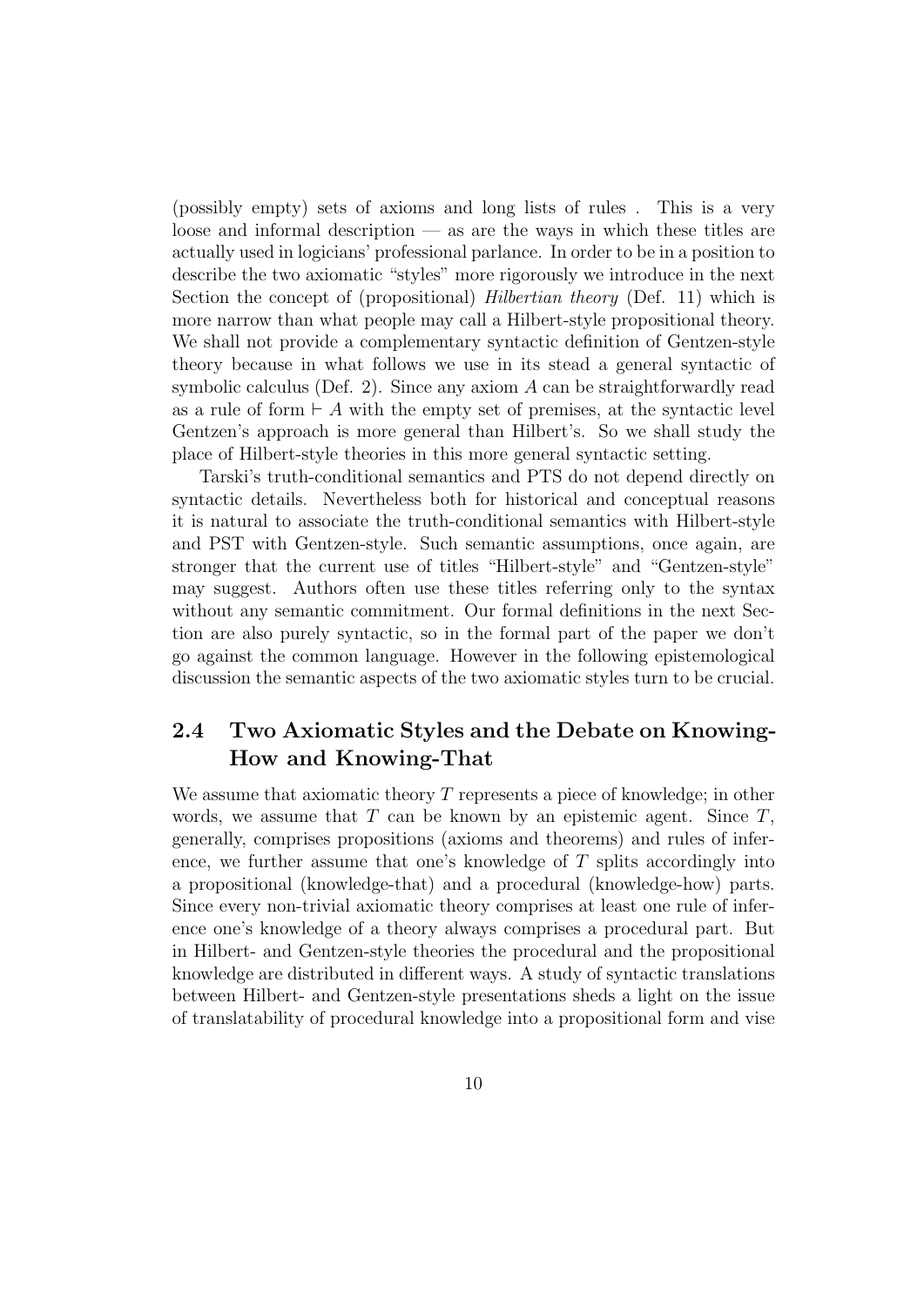(possibly empty) sets of axioms and long lists of rules . This is a very loose and informal description — as are the ways in which these titles are actually used in logicians' professional parlance. In order to be in a position to describe the two axiomatic "styles" more rigorously we introduce in the next Section the concept of (propositional) *Hilbertian theory* (Def. 11) which is more narrow than what people may call a Hilbert-style propositional theory. We shall not provide a complementary syntactic definition of Gentzen-style theory because in what follows we use in its stead a general syntactic of symbolic calculus (Def. 2). Since any axiom $A$ can be straightforwardly read as a rule of form $\vdash A$ with the empty set of premises, at the syntactic level Gentzen's approach is more general than Hilbert's. So we shall study the place of Hilbert-style theories in this more general syntactic setting.

Tarski's truth-conditional semantics and PTS do not depend directly on syntactic details. Nevertheless both for historical and conceptual reasons it is natural to associate the truth-conditional semantics with Hilbert-style and PST with Gentzen-style. Such semantic assumptions, once again, are stronger that the current use of titles "Hilbert-style" and "Gentzen-style" may suggest. Authors often use these titles referring only to the syntax without any semantic commitment. Our formal definitions in the next Section are also purely syntactic, so in the formal part of the paper we don't go against the common language. However in the following epistemological discussion the semantic aspects of the two axiomatic styles turn to be crucial.

## 2.4 Two Axiomatic Styles and the Debate on Knowing-How and Knowing-That

We assume that axiomatic theory $T$ represents a piece of knowledge; in other words, we assume that $T$ can be known by an epistemic agent. Since $T$, generally, comprises propositions (axioms and theorems) and rules of inference, we further assume that one's knowledge of $T$ splits accordingly into a propositional (knowledge-that) and a procedural (knowledge-how) parts. Since every non-trivial axiomatic theory comprises at least one rule of inference one's knowledge of a theory always comprises a procedural part. But in Hilbert- and Gentzen-style theories the procedural and the propositional knowledge are distributed in different ways. A study of syntactic translations between Hilbert- and Gentzen-style presentations sheds a light on the issue of translatability of procedural knowledge into a propositional form and vise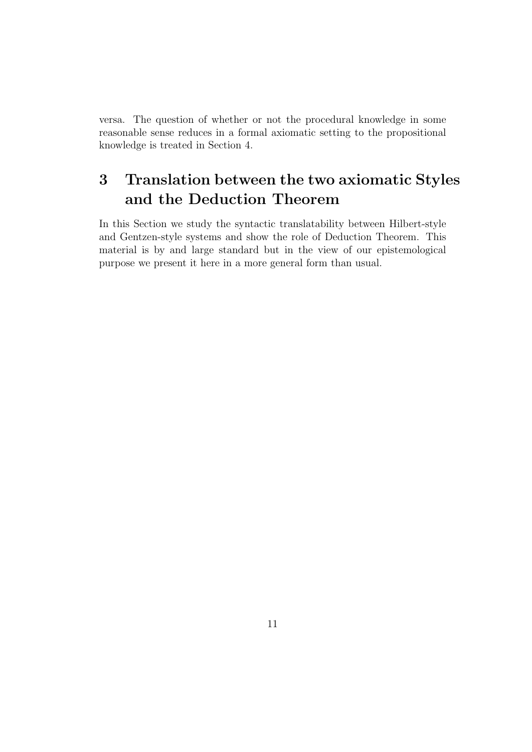versa. The question of whether or not the procedural knowledge in some reasonable sense reduces in a formal axiomatic setting to the propositional knowledge is treated in Section 4.

# 3 Translation between the two axiomatic Styles and the Deduction Theorem

In this Section we study the syntactic translatability between Hilbert-style and Gentzen-style systems and show the role of Deduction Theorem. This material is by and large standard but in the view of our epistemological purpose we present it here in a more general form than usual.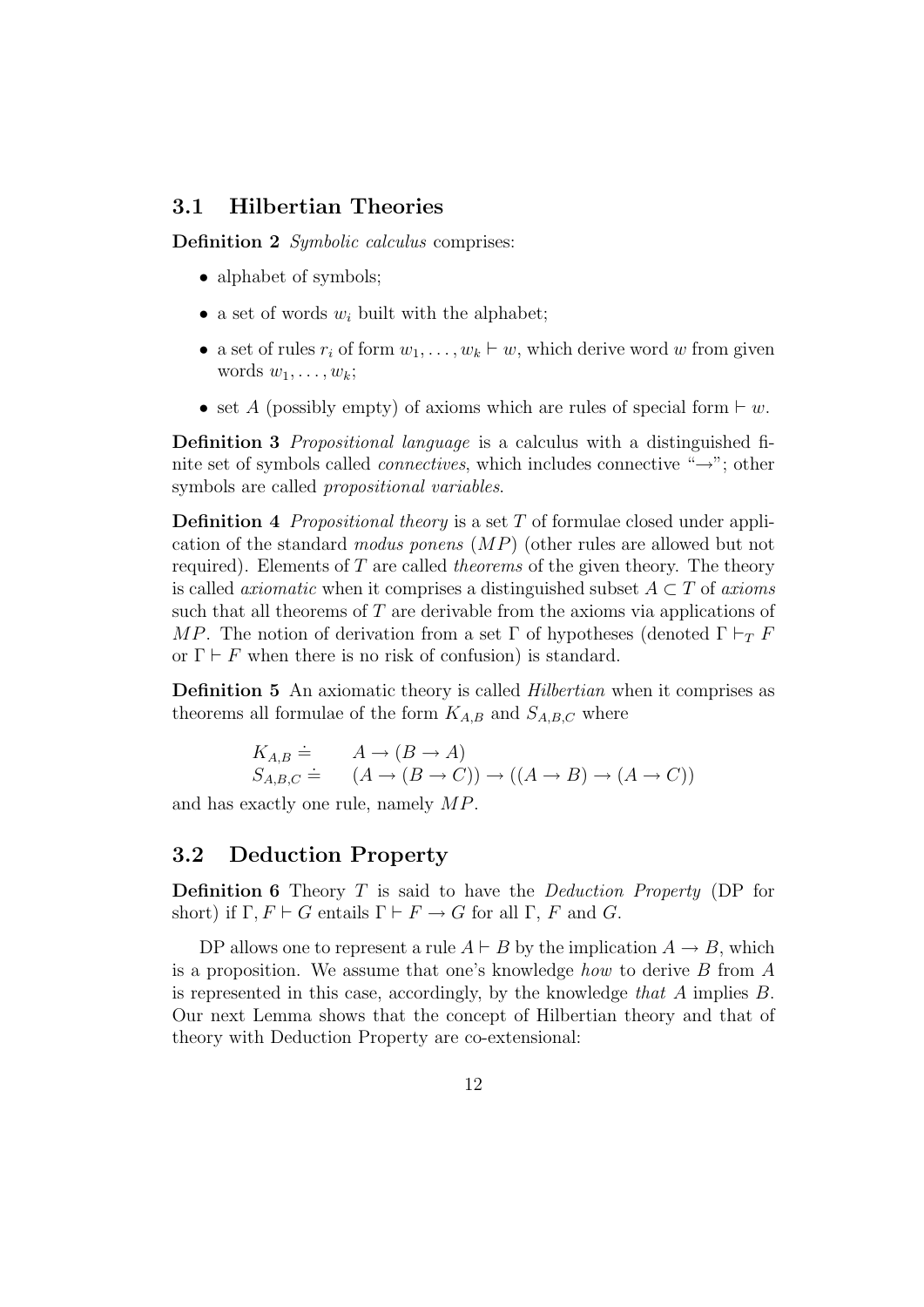### 3.1 Hilbertian Theories

**Definition 2** *Symbolic calculus* comprises:

- alphabet of symbols;
- a set of words $w_i$ built with the alphabet;
- a set of rules $r_i$ of form $w_1, \ldots, w_k \vdash w$, which derive word $w$ from given words $w_1, \ldots, w_k$;
- set $A$ (possibly empty) of axioms which are rules of special form $\vdash w$.

**Definition 3** *Propositional language* is a calculus with a distinguished finite set of symbols called *connectives*, which includes connective "$\rightarrow$"; other symbols are called *propositional variables*.

**Definition 4** *Propositional theory* is a set $T$ of formulae closed under application of the standard *modus ponens* ($MP$) (other rules are allowed but not required). Elements of $T$ are called *theorems* of the given theory. The theory is called *axiomatic* when it comprises a distinguished subset $A \subset T$ of *axioms* such that all theorems of $T$ are derivable from the axioms via applications of $MP$. The notion of derivation from a set $\Gamma$ of hypotheses (denoted $\Gamma \vdash_T F$ or $\Gamma \vdash F$ when there is no risk of confusion) is standard.

**Definition 5** An axiomatic theory is called *Hilbertian* when it comprises as theorems all formulae of the form $K_{A,B}$ and $S_{A,B,C}$ where

$$
\begin{aligned}
K_{A,B} &\doteq \quad A \rightarrow (B \rightarrow A) \\
S_{A,B,C} &\doteq \quad (A \rightarrow (B \rightarrow C)) \rightarrow ((A \rightarrow B) \rightarrow (A \rightarrow C))
\end{aligned}
$$

and has exactly one rule, namely $MP$.

### 3.2 Deduction Property

**Definition 6** Theory $T$ is said to have the *Deduction Property* (DP for short) if $\Gamma, F \vdash G$ entails $\Gamma \vdash F \rightarrow G$ for all $\Gamma$, $F$ and $G$.

DP allows one to represent a rule $A \vdash B$ by the implication $A \rightarrow B$, which is a proposition. We assume that one's knowledge *how* to derive $B$ from $A$ is represented in this case, accordingly, by the knowledge *that* $A$ implies $B$. Our next Lemma shows that the concept of Hilbertian theory and that of theory with Deduction Property are co-extensional: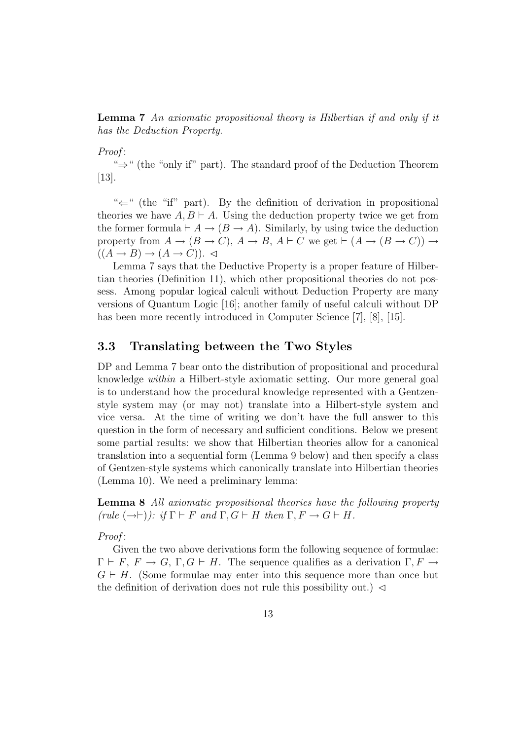**Lemma 7** *An axiomatic propositional theory is Hilbertian if and only if it has the Deduction Property.*

*Proof*:

"⇒" (the "only if" part). The standard proof of the Deduction Theorem [13].

"⇐" (the "if" part). By the definition of derivation in propositional theories we have $A, B \vdash A$. Using the deduction property twice we get from the former formula $\vdash A \to (B \to A)$. Similarly, by using twice the deduction property from $A \to (B \to C)$, $A \to B$, $A \vdash C$ we get $\vdash (A \to (B \to C)) \to ((A \to B) \to (A \to C))$. $\lhd$

Lemma 7 says that the Deductive Property is a proper feature of Hilbertian theories (Definition 11), which other propositional theories do not possess. Among popular logical calculi without Deduction Property are many versions of Quantum Logic [16]; another family of useful calculi without DP has been more recently introduced in Computer Science [7], [8], [15].

## 3.3 Translating between the Two Styles

DP and Lemma 7 bear onto the distribution of propositional and procedural knowledge *within* a Hilbert-style axiomatic setting. Our more general goal is to understand how the procedural knowledge represented with a Gentzen-style system may (or may not) translate into a Hilbert-style system and vice versa. At the time of writing we don't have the full answer to this question in the form of necessary and sufficient conditions. Below we present some partial results: we show that Hilbertian theories allow for a canonical translation into a sequential form (Lemma 9 below) and then specify a class of Gentzen-style systems which canonically translate into Hilbertian theories (Lemma 10). We need a preliminary lemma:

**Lemma 8** *All axiomatic propositional theories have the following property (rule $(\to\vdash)$): if $\Gamma \vdash F$ and $\Gamma, G \vdash H$ then $\Gamma, F \to G \vdash H$.*

*Proof*:

Given the two above derivations form the following sequence of formulae: $\Gamma \vdash F$, $F \to G$, $\Gamma, G \vdash H$. The sequence qualifies as a derivation $\Gamma, F \to G \vdash H$. (Some formulae may enter into this sequence more than once but the definition of derivation does not rule this possibility out.) $\lhd$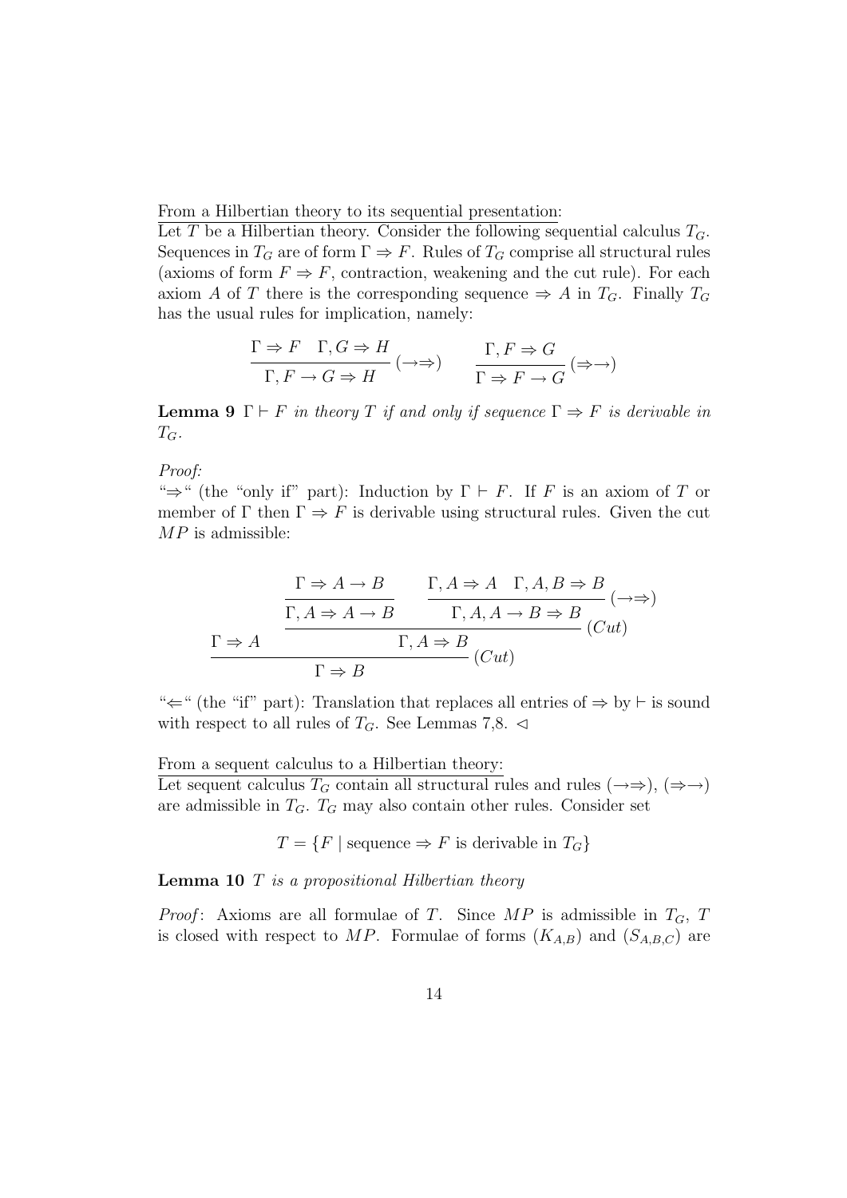From a Hilbertian theory to its sequential presentation:

Let $T$ be a Hilbertian theory. Consider the following sequential calculus $T_G$. Sequences in $T_G$ are of form $\Gamma \Rightarrow F$. Rules of $T_G$ comprise all structural rules (axioms of form $F \Rightarrow F$, contraction, weakening and the cut rule). For each axiom $A$ of $T$ there is the corresponding sequence $\Rightarrow A$ in $T_G$. Finally $T_G$ has the usual rules for implication, namely:

$$\frac{\Gamma \Rightarrow F \quad \Gamma, G \Rightarrow H}{\Gamma, F \to G \Rightarrow H}\,(\to\Rightarrow) \qquad \frac{\Gamma, F \Rightarrow G}{\Gamma \Rightarrow F \to G}\,(\Rightarrow\to)$$

**Lemma 9** *$\Gamma \vdash F$ in theory $T$ if and only if sequence $\Gamma \Rightarrow F$ is derivable in $T_G$.*

*Proof:*

"$\Rightarrow$" (the "only if" part): Induction by $\Gamma \vdash F$. If $F$ is an axiom of $T$ or member of $\Gamma$ then $\Gamma \Rightarrow F$ is derivable using structural rules. Given the cut $MP$ is admissible:

$$\frac{\Gamma \Rightarrow A \qquad \dfrac{\dfrac{\Gamma \Rightarrow A \to B}{\Gamma, A \Rightarrow A \to B} \qquad \dfrac{\Gamma, A \Rightarrow A \quad \Gamma, A, B \Rightarrow B}{\Gamma, A, A \to B \Rightarrow B}\,(\to\Rightarrow)}{\Gamma, A \Rightarrow B}\,(Cut)}{\Gamma \Rightarrow B}\,(Cut)$$

"$\Leftarrow$" (the "if" part): Translation that replaces all entries of $\Rightarrow$ by $\vdash$ is sound with respect to all rules of $T_G$. See Lemmas 7,8. $\lhd$

From a sequent calculus to a Hilbertian theory:

Let sequent calculus $T_G$ contain all structural rules and rules $(\to\Rightarrow)$, $(\Rightarrow\to)$ are admissible in $T_G$. $T_G$ may also contain other rules. Consider set

$$T = \{F \mid \text{sequence} \Rightarrow F \text{ is derivable in } T_G\}$$

**Lemma 10** *$T$ is a propositional Hilbertian theory*

*Proof*: Axioms are all formulae of $T$. Since $MP$ is admissible in $T_G$, $T$ is closed with respect to $MP$. Formulae of forms $(K_{A,B})$ and $(S_{A,B,C})$ are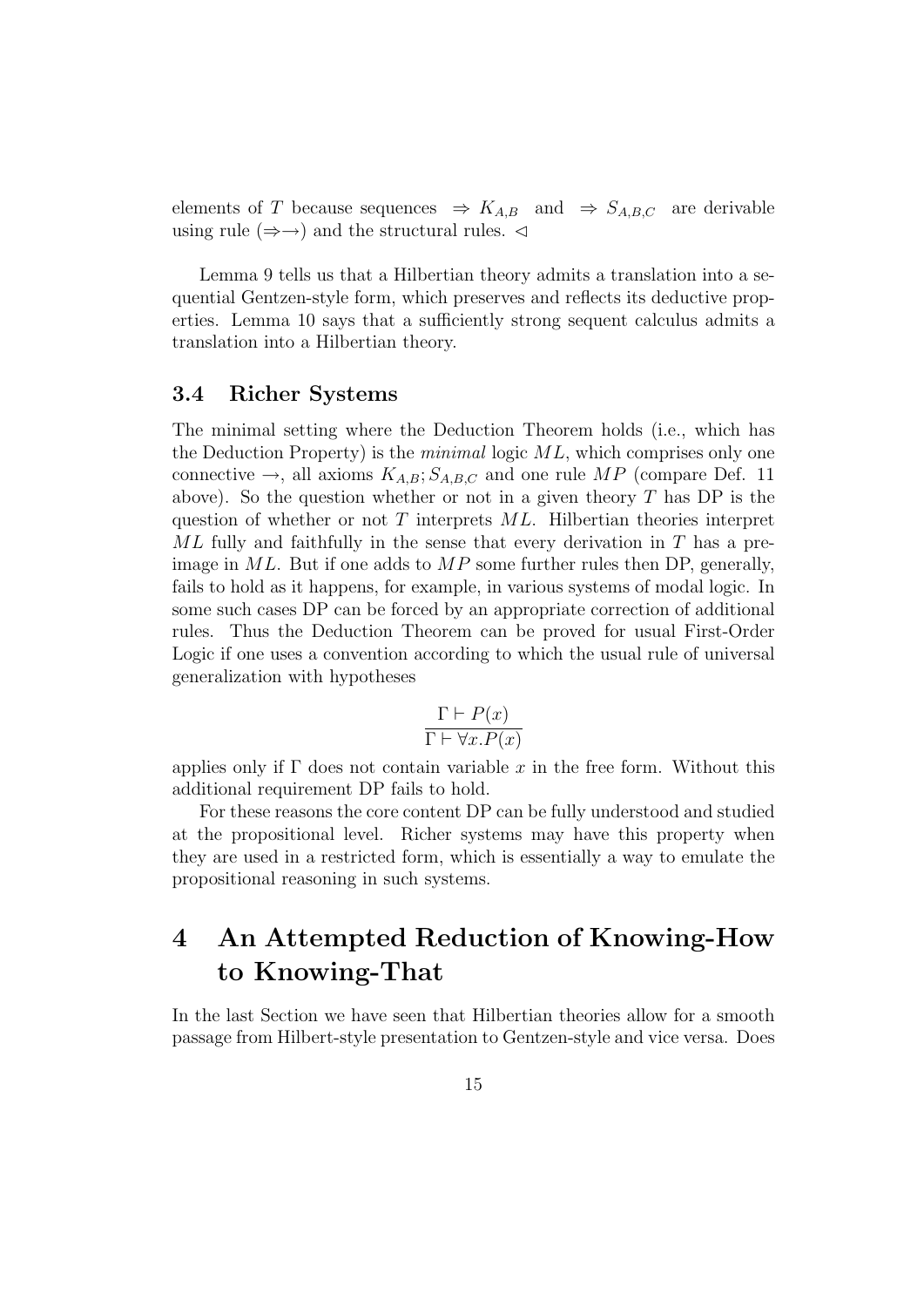elements of $T$ because sequences $\Rightarrow K_{A,B}$ and $\Rightarrow S_{A,B,C}$ are derivable using rule ($\Rightarrow\rightarrow$) and the structural rules. $\lhd$

Lemma 9 tells us that a Hilbertian theory admits a translation into a sequential Gentzen-style form, which preserves and reflects its deductive properties. Lemma 10 says that a sufficiently strong sequent calculus admits a translation into a Hilbertian theory.

### 3.4 Richer Systems

The minimal setting where the Deduction Theorem holds (i.e., which has the Deduction Property) is the *minimal* logic $ML$, which comprises only one connective $\rightarrow$, all axioms $K_{A,B}; S_{A,B,C}$ and one rule $MP$ (compare Def. 11 above). So the question whether or not in a given theory $T$ has DP is the question of whether or not $T$ interprets $ML$. Hilbertian theories interpret $ML$ fully and faithfully in the sense that every derivation in $T$ has a preimage in $ML$. But if one adds to $MP$ some further rules then DP, generally, fails to hold as it happens, for example, in various systems of modal logic. In some such cases DP can be forced by an appropriate correction of additional rules. Thus the Deduction Theorem can be proved for usual First-Order Logic if one uses a convention according to which the usual rule of universal generalization with hypotheses

$$\frac{\Gamma \vdash P(x)}{\Gamma \vdash \forall x.P(x)}$$

applies only if $\Gamma$ does not contain variable $x$ in the free form. Without this additional requirement DP fails to hold.

For these reasons the core content DP can be fully understood and studied at the propositional level. Richer systems may have this property when they are used in a restricted form, which is essentially a way to emulate the propositional reasoning in such systems.

# 4 An Attempted Reduction of Knowing-How to Knowing-That

In the last Section we have seen that Hilbertian theories allow for a smooth passage from Hilbert-style presentation to Gentzen-style and vice versa. Does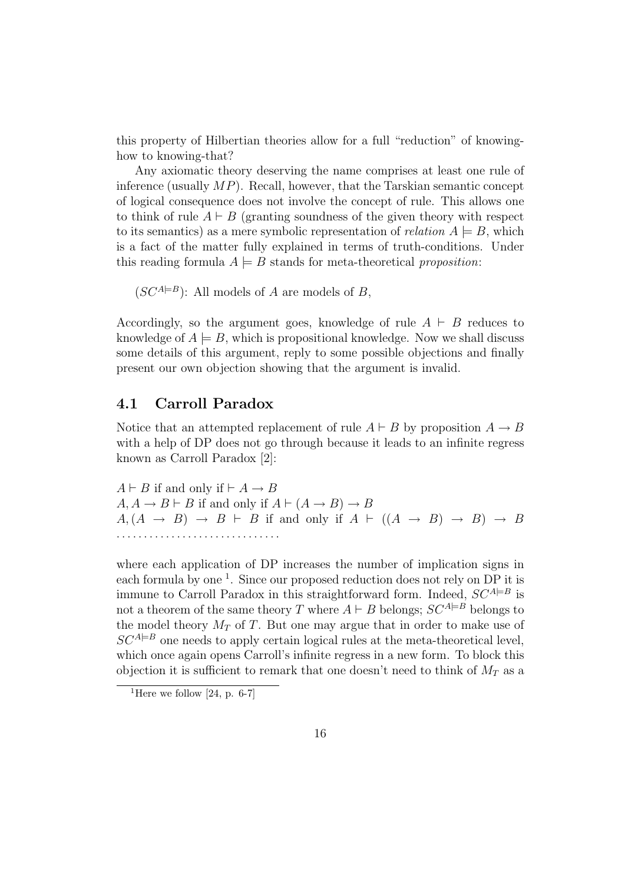this property of Hilbertian theories allow for a full "reduction" of knowing-how to knowing-that?

Any axiomatic theory deserving the name comprises at least one rule of inference (usually $MP$). Recall, however, that the Tarskian semantic concept of logical consequence does not involve the concept of rule. This allows one to think of rule $A \vdash B$ (granting soundness of the given theory with respect to its semantics) as a mere symbolic representation of *relation* $A \models B$, which is a fact of the matter fully explained in terms of truth-conditions. Under this reading formula $A \models B$ stands for meta-theoretical *proposition*:

($SC^{A \models B}$): All models of $A$ are models of $B$,

Accordingly, so the argument goes, knowledge of rule $A \vdash B$ reduces to knowledge of $A \models B$, which is propositional knowledge. Now we shall discuss some details of this argument, reply to some possible objections and finally present our own objection showing that the argument is invalid.

## 4.1 Carroll Paradox

Notice that an attempted replacement of rule $A \vdash B$ by proposition $A \rightarrow B$ with a help of DP does not go through because it leads to an infinite regress known as Carroll Paradox [2]:

$A \vdash B$ if and only if $\vdash A \rightarrow B$
$A, A \rightarrow B \vdash B$ if and only if $A \vdash (A \rightarrow B) \rightarrow B$
$A, (A \rightarrow B) \rightarrow B \vdash B$ if and only if $A \vdash ((A \rightarrow B) \rightarrow B) \rightarrow B$
..............................

where each application of DP increases the number of implication signs in each formula by one [1]. Since our proposed reduction does not rely on DP it is immune to Carroll Paradox in this straightforward form. Indeed, $SC^{A \models B}$ is not a theorem of the same theory $T$ where $A \vdash B$ belongs; $SC^{A \models B}$ belongs to the model theory $M_T$ of $T$. But one may argue that in order to make use of $SC^{A \models B}$ one needs to apply certain logical rules at the meta-theoretical level, which once again opens Carroll's infinite regress in a new form. To block this objection it is sufficient to remark that one doesn't need to think of $M_T$ as a

[1] Here we follow [24, p. 6-7]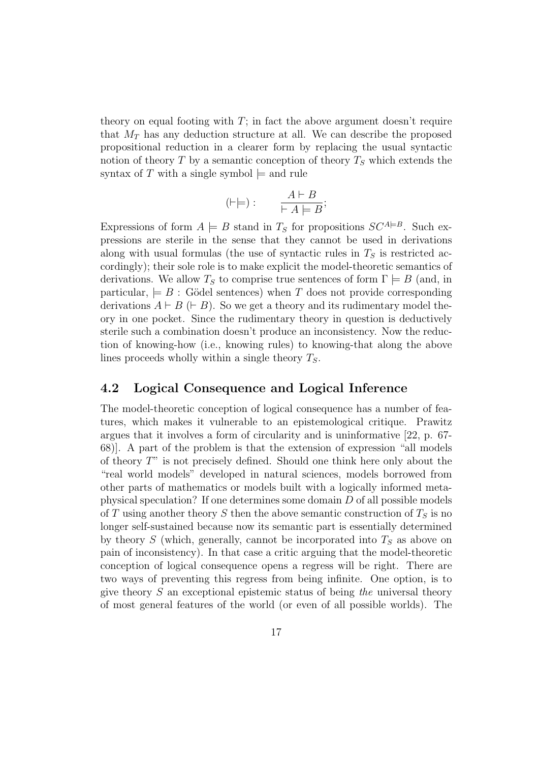theory on equal footing with $T$; in fact the above argument doesn't require that $M_T$ has any deduction structure at all. We can describe the proposed propositional reduction in a clearer form by replacing the usual syntactic notion of theory $T$ by a semantic conception of theory $T_S$ which extends the syntax of $T$ with a single symbol $\models$ and rule

$$(\vdash\models): \qquad \frac{A \vdash B}{\vdash A \models B};$$

Expressions of form $A \models B$ stand in $T_S$ for propositions $SC^{A \models B}$. Such expressions are sterile in the sense that they cannot be used in derivations along with usual formulas (the use of syntactic rules in $T_S$ is restricted accordingly); their sole role is to make explicit the model-theoretic semantics of derivations. We allow $T_S$ to comprise true sentences of form $\Gamma \models B$ (and, in particular, $\models B$ : Gödel sentences) when $T$ does not provide corresponding derivations $A \vdash B$ ($\vdash B$). So we get a theory and its rudimentary model theory in one pocket. Since the rudimentary theory in question is deductively sterile such a combination doesn't produce an inconsistency. Now the reduction of knowing-how (i.e., knowing rules) to knowing-that along the above lines proceeds wholly within a single theory $T_S$.

## 4.2 Logical Consequence and Logical Inference

The model-theoretic conception of logical consequence has a number of features, which makes it vulnerable to an epistemological critique. Prawitz argues that it involves a form of circularity and is uninformative [22, p. 67-68)]. A part of the problem is that the extension of expression "all models of theory $T$" is not precisely defined. Should one think here only about the "real world models" developed in natural sciences, models borrowed from other parts of mathematics or models built with a logically informed metaphysical speculation? If one determines some domain $D$ of all possible models of $T$ using another theory $S$ then the above semantic construction of $T_S$ is no longer self-sustained because now its semantic part is essentially determined by theory $S$ (which, generally, cannot be incorporated into $T_S$ as above on pain of inconsistency). In that case a critic arguing that the model-theoretic conception of logical consequence opens a regress will be right. There are two ways of preventing this regress from being infinite. One option, is to give theory $S$ an exceptional epistemic status of being *the* universal theory of most general features of the world (or even of all possible worlds). The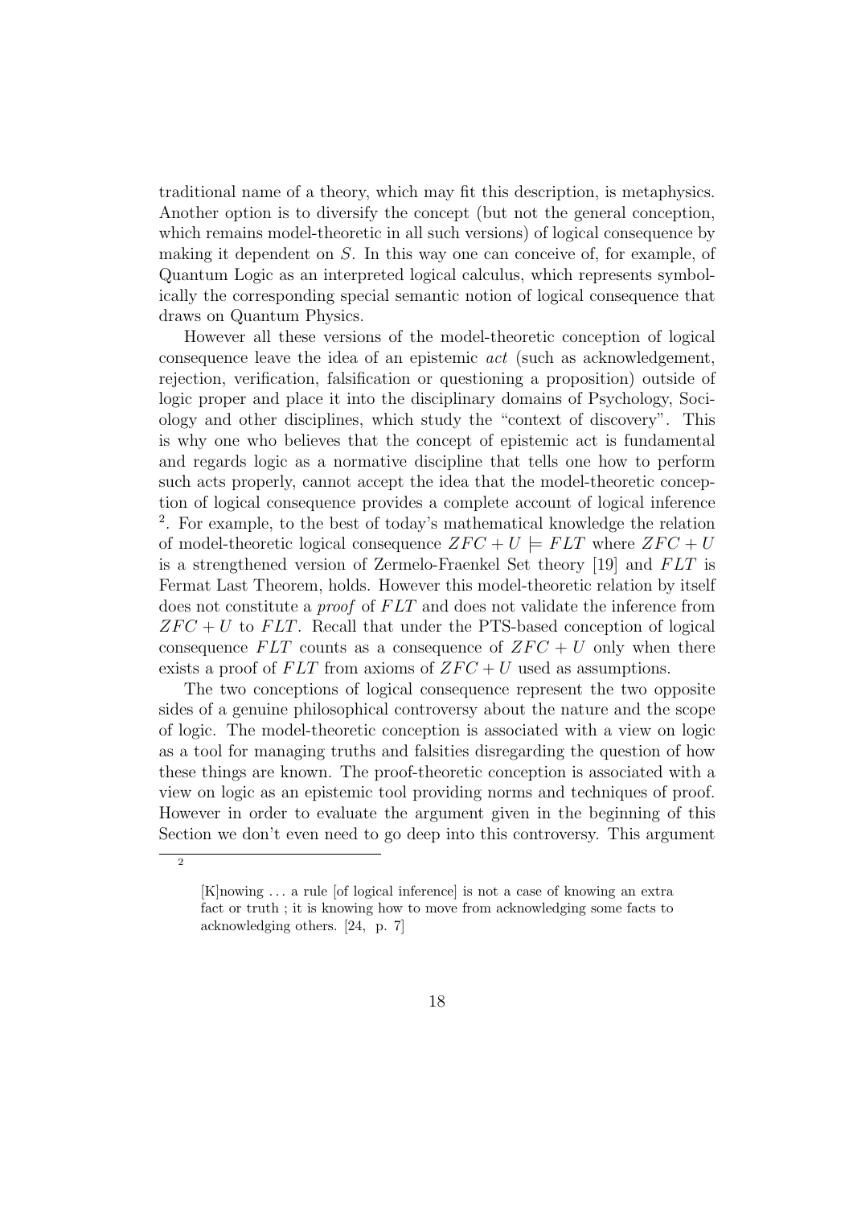traditional name of a theory, which may fit this description, is metaphysics. Another option is to diversify the concept (but not the general conception, which remains model-theoretic in all such versions) of logical consequence by making it dependent on $S$. In this way one can conceive of, for example, of Quantum Logic as an interpreted logical calculus, which represents symbolically the corresponding special semantic notion of logical consequence that draws on Quantum Physics.

However all these versions of the model-theoretic conception of logical consequence leave the idea of an epistemic *act* (such as acknowledgement, rejection, verification, falsification or questioning a proposition) outside of logic proper and place it into the disciplinary domains of Psychology, Sociology and other disciplines, which study the "context of discovery". This is why one who believes that the concept of epistemic act is fundamental and regards logic as a normative discipline that tells one how to perform such acts properly, cannot accept the idea that the model-theoretic conception of logical consequence provides a complete account of logical inference [2]. For example, to the best of today's mathematical knowledge the relation of model-theoretic logical consequence $ZFC + U \models FLT$ where $ZFC + U$ is a strengthened version of Zermelo-Fraenkel Set theory [19] and $FLT$ is Fermat Last Theorem, holds. However this model-theoretic relation by itself does not constitute a *proof* of $FLT$ and does not validate the inference from $ZFC + U$ to $FLT$. Recall that under the PTS-based conception of logical consequence $FLT$ counts as a consequence of $ZFC + U$ only when there exists a proof of $FLT$ from axioms of $ZFC + U$ used as assumptions.

The two conceptions of logical consequence represent the two opposite sides of a genuine philosophical controversy about the nature and the scope of logic. The model-theoretic conception is associated with a view on logic as a tool for managing truths and falsities disregarding the question of how these things are known. The proof-theoretic conception is associated with a view on logic as an epistemic tool providing norms and techniques of proof. However in order to evaluate the argument given in the beginning of this Section we don't even need to go deep into this controversy. This argument

---

[2]

> [K]nowing ... a rule [of logical inference] is not a case of knowing an extra fact or truth ; it is knowing how to move from acknowledging some facts to acknowledging others. [24, p. 7]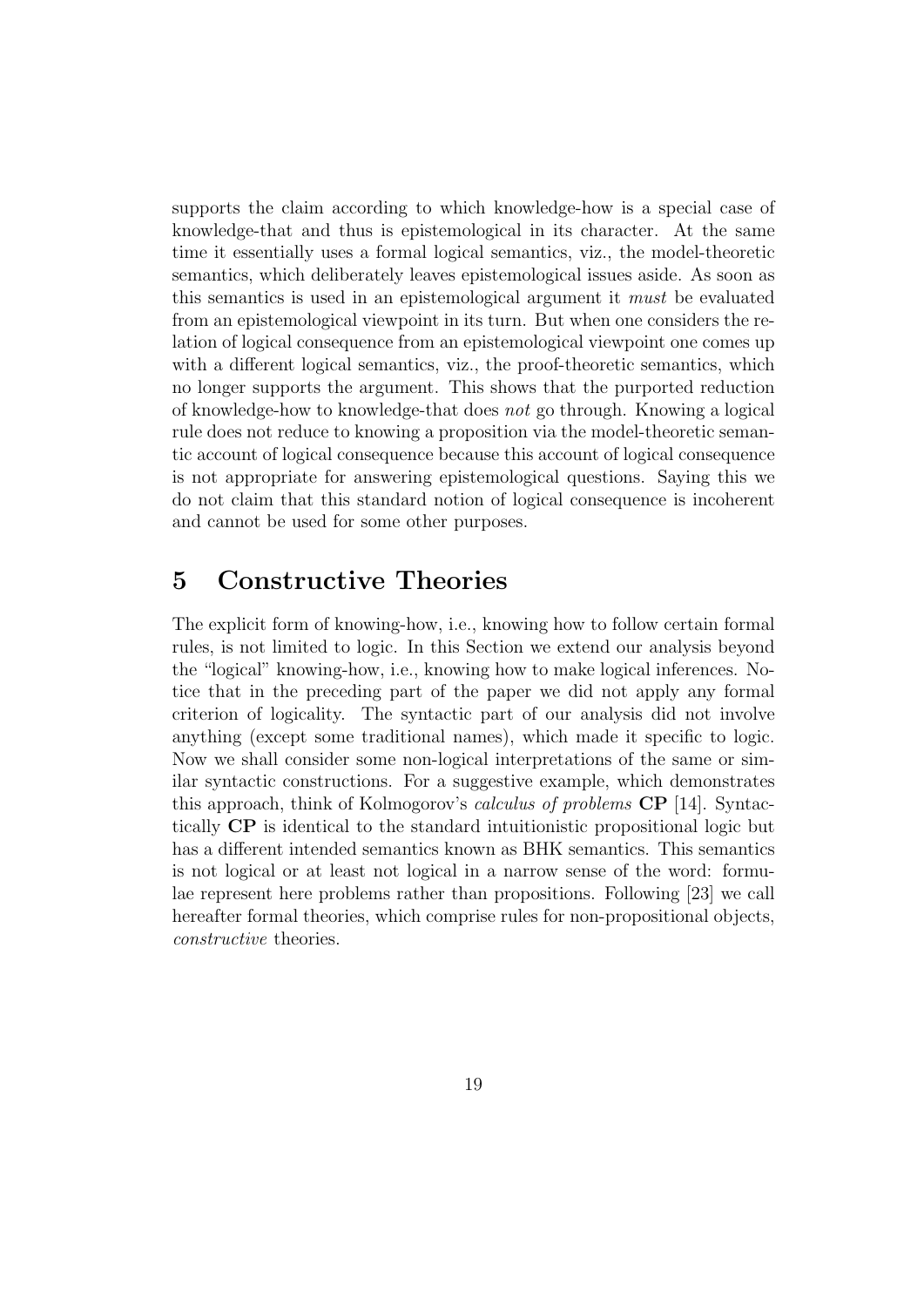supports the claim according to which knowledge-how is a special case of knowledge-that and thus is epistemological in its character. At the same time it essentially uses a formal logical semantics, viz., the model-theoretic semantics, which deliberately leaves epistemological issues aside. As soon as this semantics is used in an epistemological argument it *must* be evaluated from an epistemological viewpoint in its turn. But when one considers the relation of logical consequence from an epistemological viewpoint one comes up with a different logical semantics, viz., the proof-theoretic semantics, which no longer supports the argument. This shows that the purported reduction of knowledge-how to knowledge-that does *not* go through. Knowing a logical rule does not reduce to knowing a proposition via the model-theoretic semantic account of logical consequence because this account of logical consequence is not appropriate for answering epistemological questions. Saying this we do not claim that this standard notion of logical consequence is incoherent and cannot be used for some other purposes.

# 5 Constructive Theories

The explicit form of knowing-how, i.e., knowing how to follow certain formal rules, is not limited to logic. In this Section we extend our analysis beyond the "logical" knowing-how, i.e., knowing how to make logical inferences. Notice that in the preceding part of the paper we did not apply any formal criterion of logicality. The syntactic part of our analysis did not involve anything (except some traditional names), which made it specific to logic. Now we shall consider some non-logical interpretations of the same or similar syntactic constructions. For a suggestive example, which demonstrates this approach, think of Kolmogorov's *calculus of problems* **CP** [14]. Syntactically **CP** is identical to the standard intuitionistic propositional logic but has a different intended semantics known as BHK semantics. This semantics is not logical or at least not logical in a narrow sense of the word: formulae represent here problems rather than propositions. Following [23] we call hereafter formal theories, which comprise rules for non-propositional objects, *constructive* theories.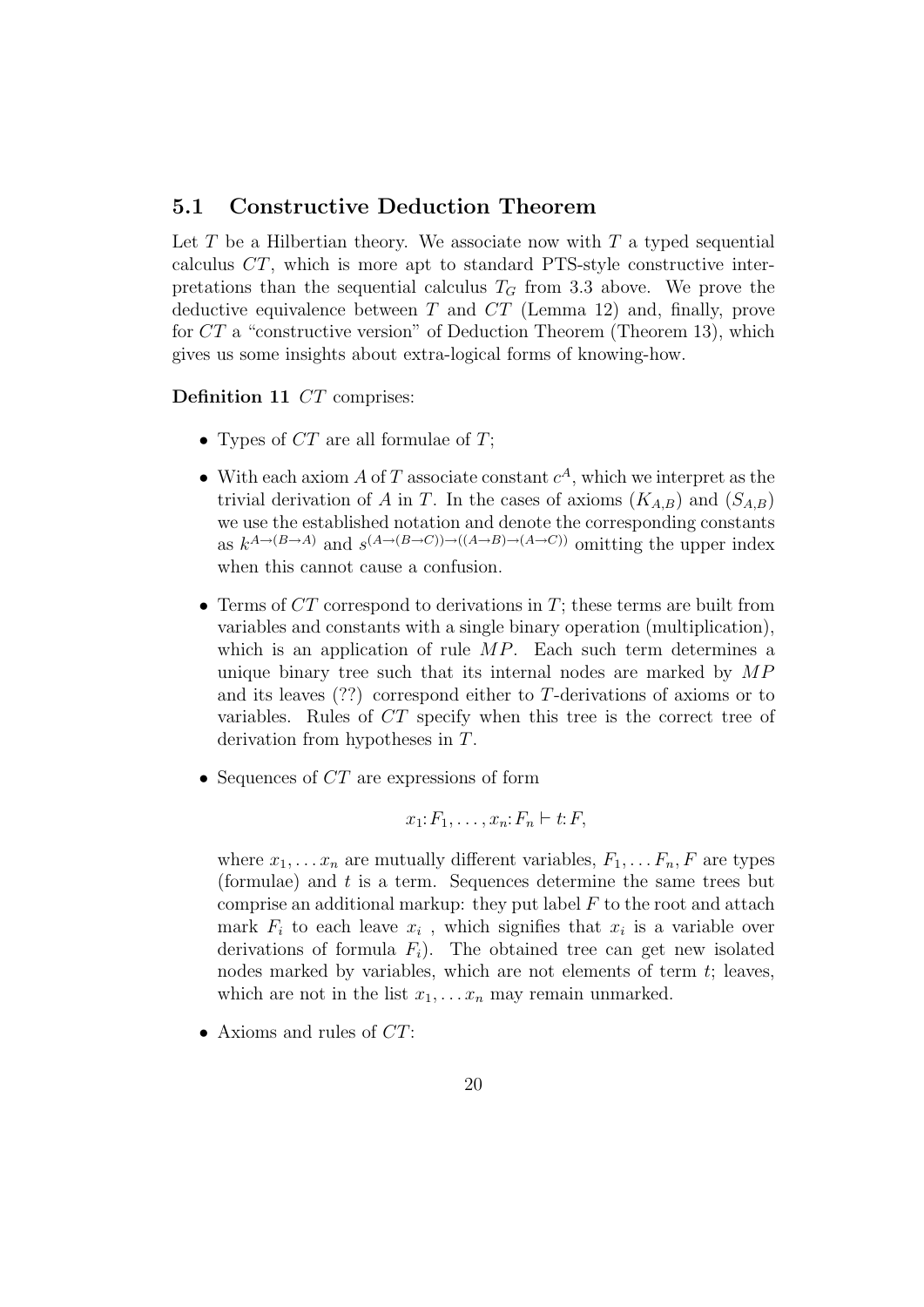## 5.1 Constructive Deduction Theorem

Let $T$ be a Hilbertian theory. We associate now with $T$ a typed sequential calculus $CT$, which is more apt to standard PTS-style constructive interpretations than the sequential calculus $T_G$ from 3.3 above. We prove the deductive equivalence between $T$ and $CT$ (Lemma 12) and, finally, prove for $CT$ a "constructive version" of Deduction Theorem (Theorem 13), which gives us some insights about extra-logical forms of knowing-how.

**Definition 11** $CT$ comprises:

- Types of $CT$ are all formulae of $T$;
- With each axiom $A$ of $T$ associate constant $c^A$, which we interpret as the trivial derivation of $A$ in $T$. In the cases of axioms $(K_{A,B})$ and $(S_{A,B})$ we use the established notation and denote the corresponding constants as $k^{A \to (B \to A)}$ and $s^{(A \to (B \to C)) \to ((A \to B) \to (A \to C))}$ omitting the upper index when this cannot cause a confusion.
- Terms of $CT$ correspond to derivations in $T$; these terms are built from variables and constants with a single binary operation (multiplication), which is an application of rule $MP$. Each such term determines a unique binary tree such that its internal nodes are marked by $MP$ and its leaves (??) correspond either to $T$-derivations of axioms or to variables. Rules of $CT$ specify when this tree is the correct tree of derivation from hypotheses in $T$.
- Sequences of $CT$ are expressions of form

$$x_1 : F_1, \ldots, x_n : F_n \vdash t : F,$$

where $x_1, \ldots x_n$ are mutually different variables, $F_1, \ldots F_n, F$ are types (formulae) and $t$ is a term. Sequences determine the same trees but comprise an additional markup: they put label $F$ to the root and attach mark $F_i$ to each leave $x_i$ , which signifies that $x_i$ is a variable over derivations of formula $F_i$). The obtained tree can get new isolated nodes marked by variables, which are not elements of term $t$; leaves, which are not in the list $x_1, \ldots x_n$ may remain unmarked.

- Axioms and rules of $CT$: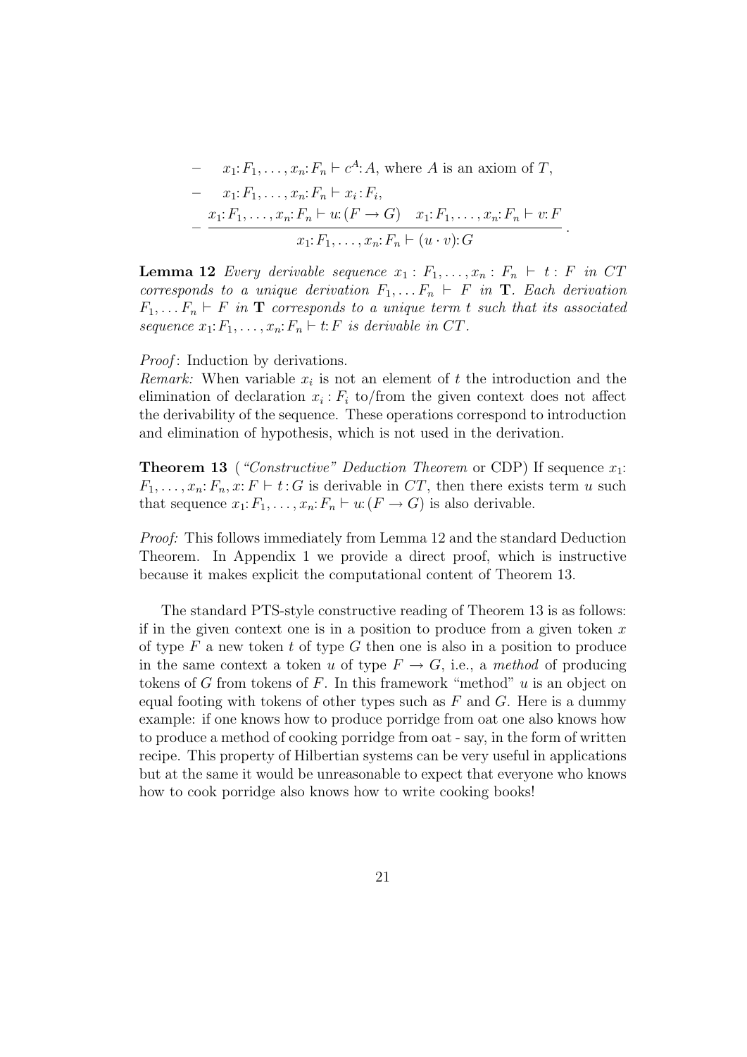- $x_1{:}\,F_1, \ldots, x_n{:}\,F_n \vdash c^A{:}\,A$, where $A$ is an axiom of $T$,
- $x_1{:}\,F_1, \ldots, x_n{:}\,F_n \vdash x_i : F_i$,
- $$\frac{x_1{:}\,F_1, \ldots, x_n{:}\,F_n \vdash u{:}\,(F \rightarrow G) \quad x_1{:}\,F_1, \ldots, x_n{:}\,F_n \vdash v{:}\,F}{x_1{:}\,F_1, \ldots, x_n{:}\,F_n \vdash (u \cdot v){:}\,G}.$$

**Lemma 12** *Every derivable sequence $x_1 : F_1, \ldots, x_n : F_n \vdash t : F$ in $CT$ corresponds to a unique derivation $F_1, \ldots F_n \vdash F$ in $\mathbf{T}$. Each derivation $F_1, \ldots F_n \vdash F$ in $\mathbf{T}$ corresponds to a unique term $t$ such that its associated sequence $x_1{:}\,F_1, \ldots, x_n{:}\,F_n \vdash t{:}\,F$ is derivable in $CT$.*

*Proof*: Induction by derivations.
*Remark:* When variable $x_i$ is not an element of $t$ the introduction and the elimination of declaration $x_i : F_i$ to/from the given context does not affect the derivability of the sequence. These operations correspond to introduction and elimination of hypothesis, which is not used in the derivation.

**Theorem 13** (*"Constructive" Deduction Theorem* or CDP) If sequence $x_1$: $F_1, \ldots, x_n{:}\,F_n, x{:}\,F \vdash t : G$ is derivable in $CT$, then there exists term $u$ such that sequence $x_1{:}\,F_1, \ldots, x_n{:}\,F_n \vdash u{:}\,(F \rightarrow G)$ is also derivable.

*Proof:* This follows immediately from Lemma 12 and the standard Deduction Theorem. In Appendix 1 we provide a direct proof, which is instructive because it makes explicit the computational content of Theorem 13.

The standard PTS-style constructive reading of Theorem 13 is as follows: if in the given context one is in a position to produce from a given token $x$ of type $F$ a new token $t$ of type $G$ then one is also in a position to produce in the same context a token $u$ of type $F \rightarrow G$, i.e., a *method* of producing tokens of $G$ from tokens of $F$. In this framework "method" $u$ is an object on equal footing with tokens of other types such as $F$ and $G$. Here is a dummy example: if one knows how to produce porridge from oat one also knows how to produce a method of cooking porridge from oat - say, in the form of written recipe. This property of Hilbertian systems can be very useful in applications but at the same it would be unreasonable to expect that everyone who knows how to cook porridge also knows how to write cooking books!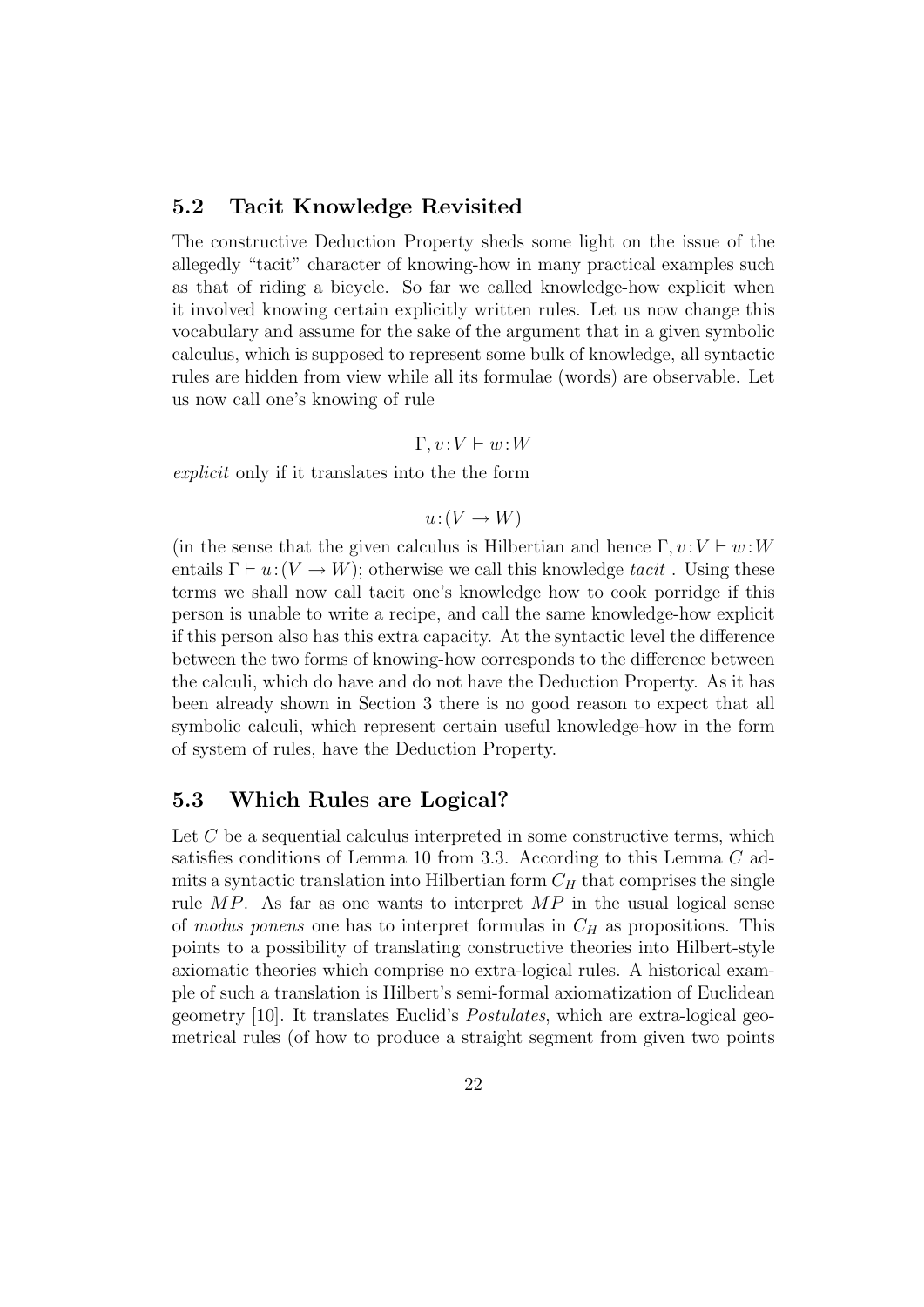## 5.2 Tacit Knowledge Revisited

The constructive Deduction Property sheds some light on the issue of the allegedly "tacit" character of knowing-how in many practical examples such as that of riding a bicycle. So far we called knowledge-how explicit when it involved knowing certain explicitly written rules. Let us now change this vocabulary and assume for the sake of the argument that in a given symbolic calculus, which is supposed to represent some bulk of knowledge, all syntactic rules are hidden from view while all its formulae (words) are observable. Let us now call one's knowing of rule

$$\Gamma, v\!:\!V \vdash w\!:\!W$$

*explicit* only if it translates into the the form

$$u\!:\!(V \to W)$$

(in the sense that the given calculus is Hilbertian and hence $\Gamma, v\!:\!V \vdash w\!:\!W$ entails $\Gamma \vdash u\!:\!(V \to W)$; otherwise we call this knowledge *tacit* . Using these terms we shall now call tacit one's knowledge how to cook porridge if this person is unable to write a recipe, and call the same knowledge-how explicit if this person also has this extra capacity. At the syntactic level the difference between the two forms of knowing-how corresponds to the difference between the calculi, which do have and do not have the Deduction Property. As it has been already shown in Section 3 there is no good reason to expect that all symbolic calculi, which represent certain useful knowledge-how in the form of system of rules, have the Deduction Property.

## 5.3 Which Rules are Logical?

Let $C$ be a sequential calculus interpreted in some constructive terms, which satisfies conditions of Lemma 10 from 3.3. According to this Lemma $C$ admits a syntactic translation into Hilbertian form $C_H$ that comprises the single rule $MP$. As far as one wants to interpret $MP$ in the usual logical sense of *modus ponens* one has to interpret formulas in $C_H$ as propositions. This points to a possibility of translating constructive theories into Hilbert-style axiomatic theories which comprise no extra-logical rules. A historical example of such a translation is Hilbert's semi-formal axiomatization of Euclidean geometry [10]. It translates Euclid's *Postulates*, which are extra-logical geometrical rules (of how to produce a straight segment from given two points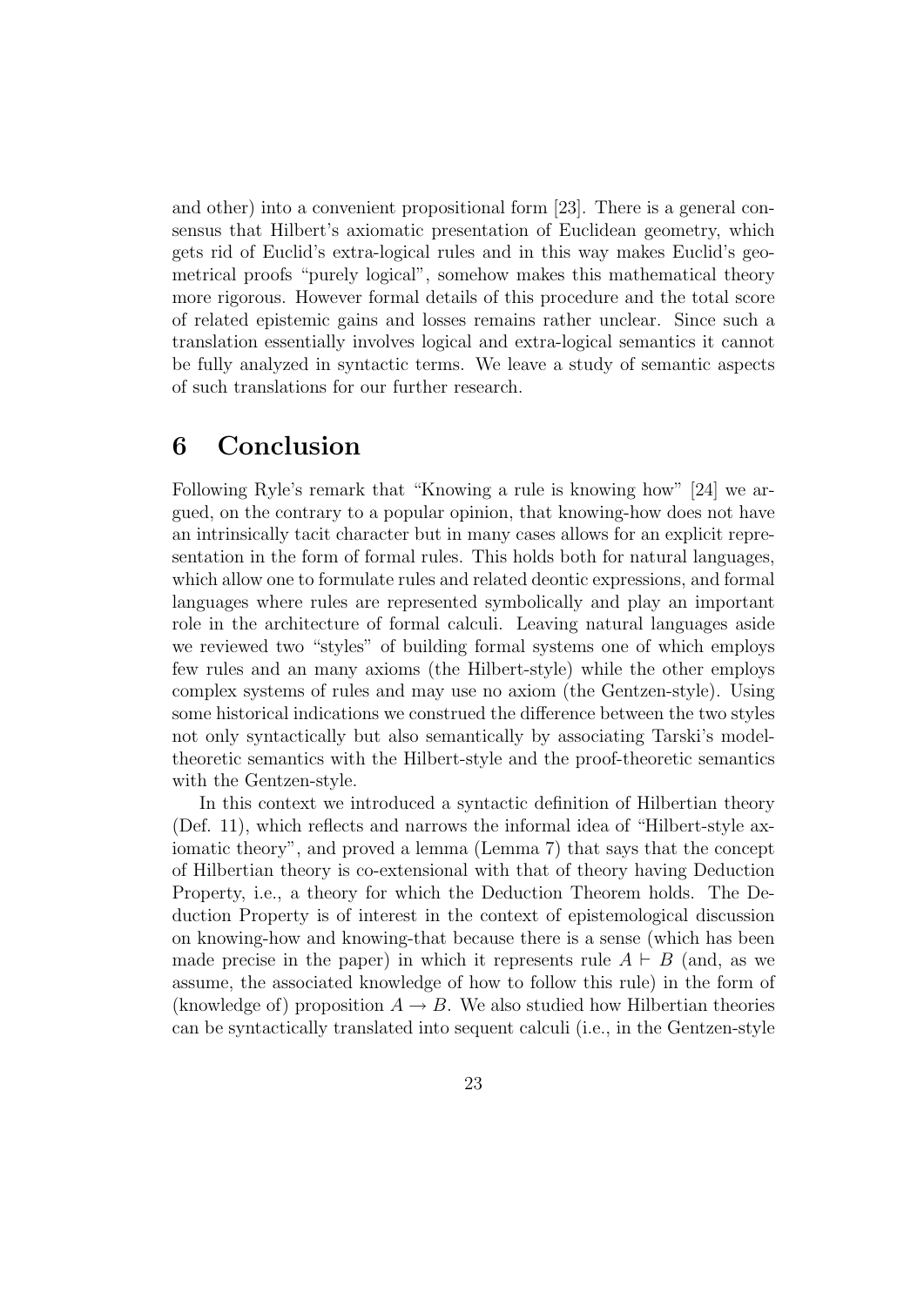and other) into a convenient propositional form [23]. There is a general consensus that Hilbert's axiomatic presentation of Euclidean geometry, which gets rid of Euclid's extra-logical rules and in this way makes Euclid's geometrical proofs "purely logical", somehow makes this mathematical theory more rigorous. However formal details of this procedure and the total score of related epistemic gains and losses remains rather unclear. Since such a translation essentially involves logical and extra-logical semantics it cannot be fully analyzed in syntactic terms. We leave a study of semantic aspects of such translations for our further research.

# 6 Conclusion

Following Ryle's remark that "Knowing a rule is knowing how" [24] we argued, on the contrary to a popular opinion, that knowing-how does not have an intrinsically tacit character but in many cases allows for an explicit representation in the form of formal rules. This holds both for natural languages, which allow one to formulate rules and related deontic expressions, and formal languages where rules are represented symbolically and play an important role in the architecture of formal calculi. Leaving natural languages aside we reviewed two "styles" of building formal systems one of which employs few rules and an many axioms (the Hilbert-style) while the other employs complex systems of rules and may use no axiom (the Gentzen-style). Using some historical indications we construed the difference between the two styles not only syntactically but also semantically by associating Tarski's model-theoretic semantics with the Hilbert-style and the proof-theoretic semantics with the Gentzen-style.

In this context we introduced a syntactic definition of Hilbertian theory (Def. 11), which reflects and narrows the informal idea of "Hilbert-style axiomatic theory", and proved a lemma (Lemma 7) that says that the concept of Hilbertian theory is co-extensional with that of theory having Deduction Property, i.e., a theory for which the Deduction Theorem holds. The Deduction Property is of interest in the context of epistemological discussion on knowing-how and knowing-that because there is a sense (which has been made precise in the paper) in which it represents rule $A \vdash B$ (and, as we assume, the associated knowledge of how to follow this rule) in the form of (knowledge of) proposition $A \to B$. We also studied how Hilbertian theories can be syntactically translated into sequent calculi (i.e., in the Gentzen-style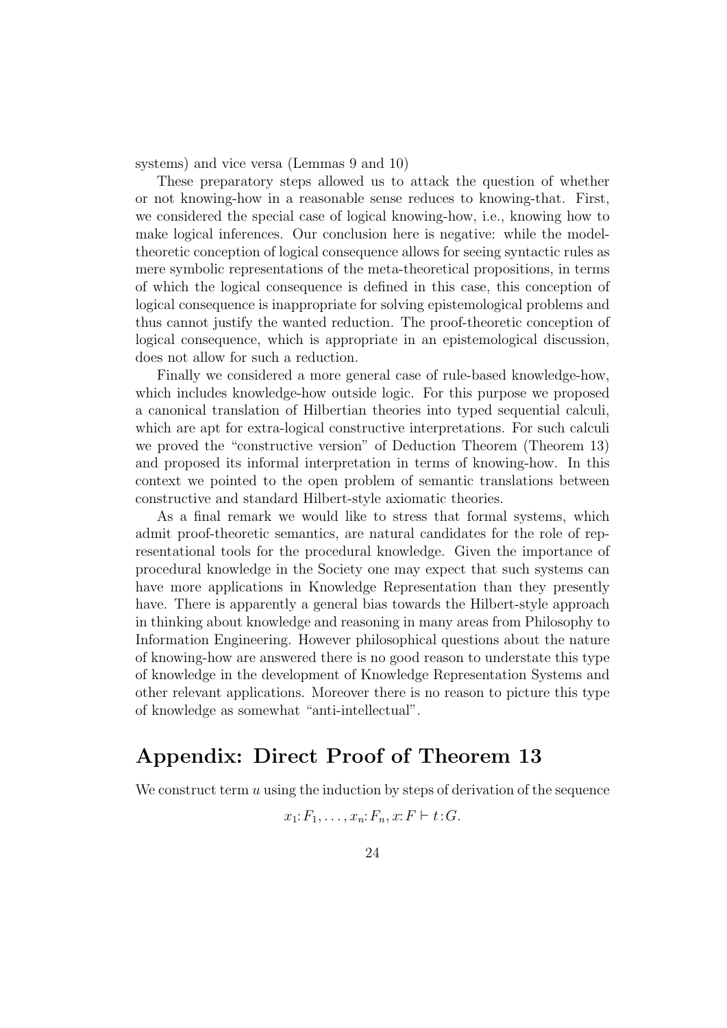systems) and vice versa (Lemmas 9 and 10)

These preparatory steps allowed us to attack the question of whether or not knowing-how in a reasonable sense reduces to knowing-that. First, we considered the special case of logical knowing-how, i.e., knowing how to make logical inferences. Our conclusion here is negative: while the model-theoretic conception of logical consequence allows for seeing syntactic rules as mere symbolic representations of the meta-theoretical propositions, in terms of which the logical consequence is defined in this case, this conception of logical consequence is inappropriate for solving epistemological problems and thus cannot justify the wanted reduction. The proof-theoretic conception of logical consequence, which is appropriate in an epistemological discussion, does not allow for such a reduction.

Finally we considered a more general case of rule-based knowledge-how, which includes knowledge-how outside logic. For this purpose we proposed a canonical translation of Hilbertian theories into typed sequential calculi, which are apt for extra-logical constructive interpretations. For such calculi we proved the "constructive version" of Deduction Theorem (Theorem 13) and proposed its informal interpretation in terms of knowing-how. In this context we pointed to the open problem of semantic translations between constructive and standard Hilbert-style axiomatic theories.

As a final remark we would like to stress that formal systems, which admit proof-theoretic semantics, are natural candidates for the role of representational tools for the procedural knowledge. Given the importance of procedural knowledge in the Society one may expect that such systems can have more applications in Knowledge Representation than they presently have. There is apparently a general bias towards the Hilbert-style approach in thinking about knowledge and reasoning in many areas from Philosophy to Information Engineering. However philosophical questions about the nature of knowing-how are answered there is no good reason to understate this type of knowledge in the development of Knowledge Representation Systems and other relevant applications. Moreover there is no reason to picture this type of knowledge as somewhat "anti-intellectual".

## Appendix: Direct Proof of Theorem 13

We construct term $u$ using the induction by steps of derivation of the sequence

$$x_1{:}F_1, \ldots, x_n{:}F_n, x{:}F \vdash t{:}G.$$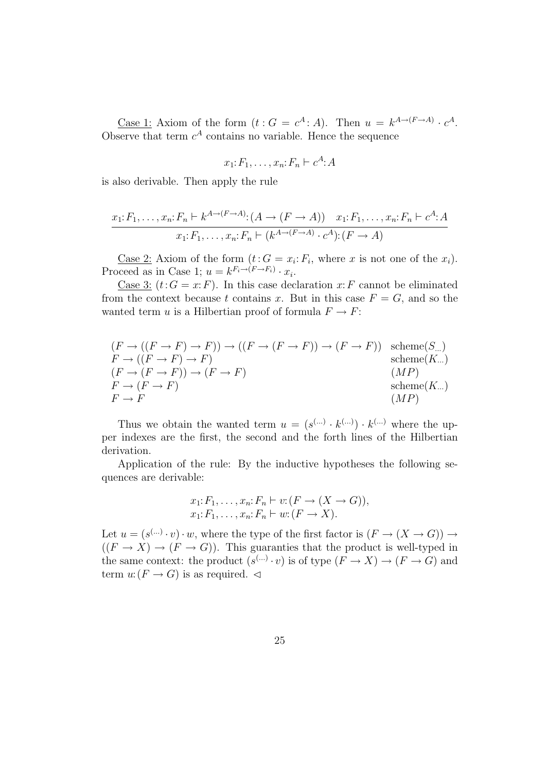Case 1: Axiom of the form $(t : G = c^A : A)$. Then $u = k^{A\to(F\to A)} \cdot c^A$. Observe that term $c^A$ contains no variable. Hence the sequence

$$x_1{:}\, F_1, \ldots, x_n{:}\, F_n \vdash c^A{:}\, A$$

is also derivable. Then apply the rule

$$\frac{x_1{:}\, F_1, \ldots, x_n{:}\, F_n \vdash k^{A\to(F\to A)}{:}\,(A \to (F \to A)) \quad x_1{:}\, F_1, \ldots, x_n{:}\, F_n \vdash c^A{:}\, A}{x_1{:}\, F_1, \ldots, x_n{:}\, F_n \vdash (k^{A\to(F\to A)} \cdot c^A){:}\,(F \to A)}$$

Case 2: Axiom of the form $(t : G = x_i{:}\, F_i$, where $x$ is not one of the $x_i)$. Proceed as in Case 1; $u = k^{F_i\to(F\to F_i)} \cdot x_i$.

Case 3: $(t : G = x{:}\, F)$. In this case declaration $x{:}\, F$ cannot be eliminated from the context because $t$ contains $x$. But in this case $F = G$, and so the wanted term $u$ is a Hilbertian proof of formula $F \to F$:

$$\begin{array}{ll}
(F \to ((F \to F) \to F)) \to ((F \to (F \to F)) \to (F \to F)) & \text{scheme}(S_{\ldots}) \\
F \to ((F \to F) \to F) & \text{scheme}(K_{\ldots}) \\
(F \to (F \to F)) \to (F \to F) & (MP) \\
F \to (F \to F) & \text{scheme}(K_{\ldots}) \\
F \to F & (MP)
\end{array}$$

Thus we obtain the wanted term $u = (s^{(\ldots)} \cdot k^{(\ldots)}) \cdot k^{(\ldots)}$ where the upper indexes are the first, the second and the forth lines of the Hilbertian derivation.

Application of the rule: By the inductive hypotheses the following sequences are derivable:

$$\begin{array}{l}
x_1{:}\, F_1, \ldots, x_n{:}\, F_n \vdash v{:}\,(F \to (X \to G)), \\
x_1{:}\, F_1, \ldots, x_n{:}\, F_n \vdash w{:}\,(F \to X).
\end{array}$$

Let $u = (s^{(\ldots)} \cdot v) \cdot w$, where the type of the first factor is $(F \to (X \to G)) \to ((F \to X) \to (F \to G))$. This guaranties that the product is well-typed in the same context: the product $(s^{(\ldots)} \cdot v)$ is of type $(F \to X) \to (F \to G)$ and term $u{:}\,(F \to G)$ is as required. $\lhd$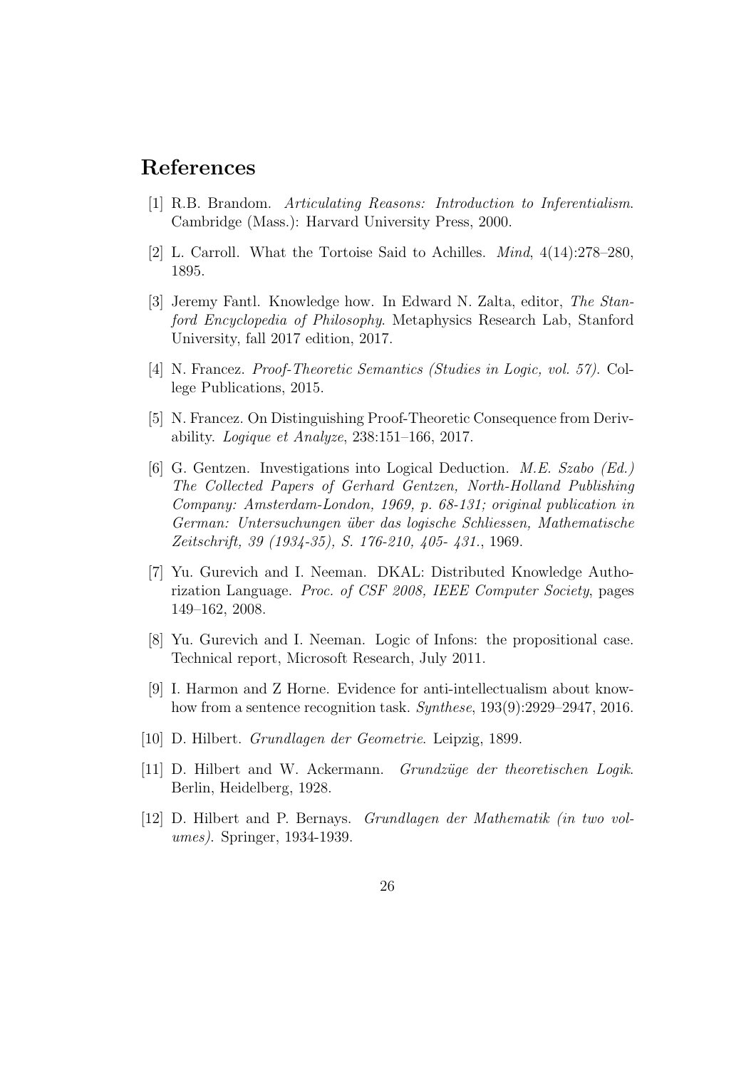## References

[1] R.B. Brandom. *Articulating Reasons: Introduction to Inferentialism*. Cambridge (Mass.): Harvard University Press, 2000.

[2] L. Carroll. What the Tortoise Said to Achilles. *Mind*, 4(14):278–280, 1895.

[3] Jeremy Fantl. Knowledge how. In Edward N. Zalta, editor, *The Stanford Encyclopedia of Philosophy*. Metaphysics Research Lab, Stanford University, fall 2017 edition, 2017.

[4] N. Francez. *Proof-Theoretic Semantics (Studies in Logic, vol. 57)*. College Publications, 2015.

[5] N. Francez. On Distinguishing Proof-Theoretic Consequence from Derivability. *Logique et Analyze*, 238:151–166, 2017.

[6] G. Gentzen. Investigations into Logical Deduction. *M.E. Szabo (Ed.) The Collected Papers of Gerhard Gentzen, North-Holland Publishing Company: Amsterdam-London, 1969, p. 68-131; original publication in German: Untersuchungen über das logische Schliessen, Mathematische Zeitschrift, 39 (1934-35), S. 176-210, 405- 431.*, 1969.

[7] Yu. Gurevich and I. Neeman. DKAL: Distributed Knowledge Authorization Language. *Proc. of CSF 2008, IEEE Computer Society*, pages 149–162, 2008.

[8] Yu. Gurevich and I. Neeman. Logic of Infons: the propositional case. Technical report, Microsoft Research, July 2011.

[9] I. Harmon and Z Horne. Evidence for anti-intellectualism about know-how from a sentence recognition task. *Synthese*, 193(9):2929–2947, 2016.

[10] D. Hilbert. *Grundlagen der Geometrie*. Leipzig, 1899.

[11] D. Hilbert and W. Ackermann. *Grundzüge der theoretischen Logik*. Berlin, Heidelberg, 1928.

[12] D. Hilbert and P. Bernays. *Grundlagen der Mathematik (in two volumes)*. Springer, 1934-1939.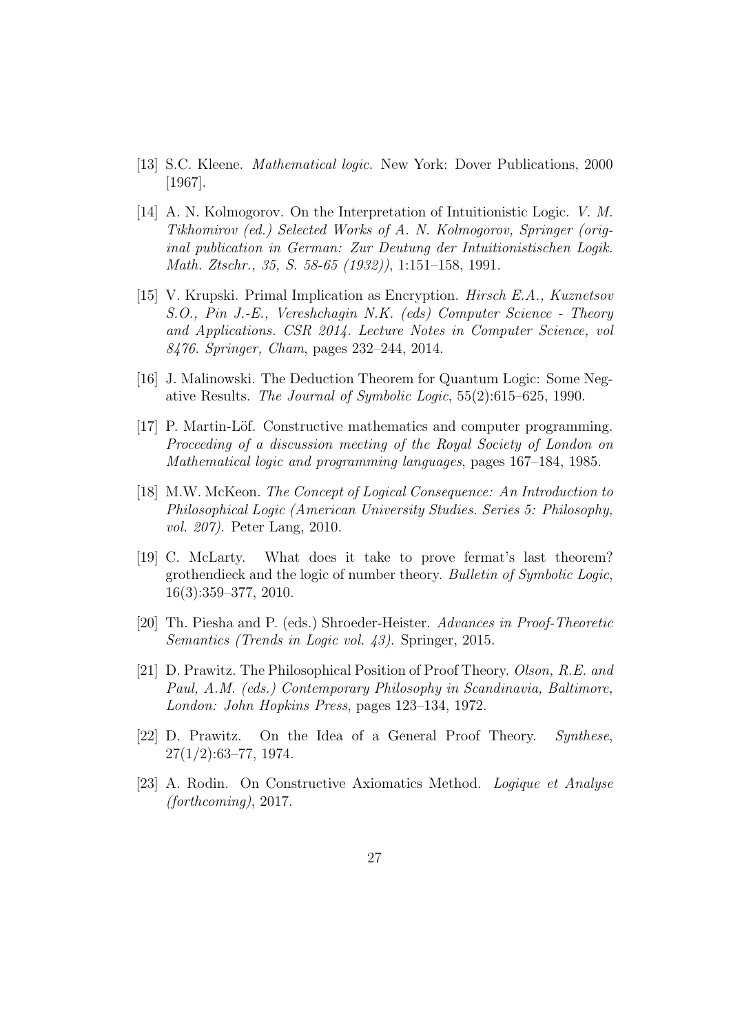[13] S.C. Kleene. *Mathematical logic*. New York: Dover Publications, 2000 [1967].

[14] A. N. Kolmogorov. On the Interpretation of Intuitionistic Logic. *V. M. Tikhomirov (ed.) Selected Works of A. N. Kolmogorov, Springer (original publication in German: Zur Deutung der Intuitionistischen Logik. Math. Ztschr., 35, S. 58-65 (1932))*, 1:151–158, 1991.

[15] V. Krupski. Primal Implication as Encryption. *Hirsch E.A., Kuznetsov S.O., Pin J.-E., Vereshchagin N.K. (eds) Computer Science - Theory and Applications. CSR 2014. Lecture Notes in Computer Science, vol 8476. Springer, Cham*, pages 232–244, 2014.

[16] J. Malinowski. The Deduction Theorem for Quantum Logic: Some Negative Results. *The Journal of Symbolic Logic*, 55(2):615–625, 1990.

[17] P. Martin-Löf. Constructive mathematics and computer programming. *Proceeding of a discussion meeting of the Royal Society of London on Mathematical logic and programming languages*, pages 167–184, 1985.

[18] M.W. McKeon. *The Concept of Logical Consequence: An Introduction to Philosophical Logic (American University Studies. Series 5: Philosophy, vol. 207)*. Peter Lang, 2010.

[19] C. McLarty. What does it take to prove fermat's last theorem? grothendieck and the logic of number theory. *Bulletin of Symbolic Logic*, 16(3):359–377, 2010.

[20] Th. Piesha and P. (eds.) Shroeder-Heister. *Advances in Proof-Theoretic Semantics (Trends in Logic vol. 43)*. Springer, 2015.

[21] D. Prawitz. The Philosophical Position of Proof Theory. *Olson, R.E. and Paul, A.M. (eds.) Contemporary Philosophy in Scandinavia, Baltimore, London: John Hopkins Press*, pages 123–134, 1972.

[22] D. Prawitz. On the Idea of a General Proof Theory. *Synthese*, 27(1/2):63–77, 1974.

[23] A. Rodin. On Constructive Axiomatics Method. *Logique et Analyse (forthcoming)*, 2017.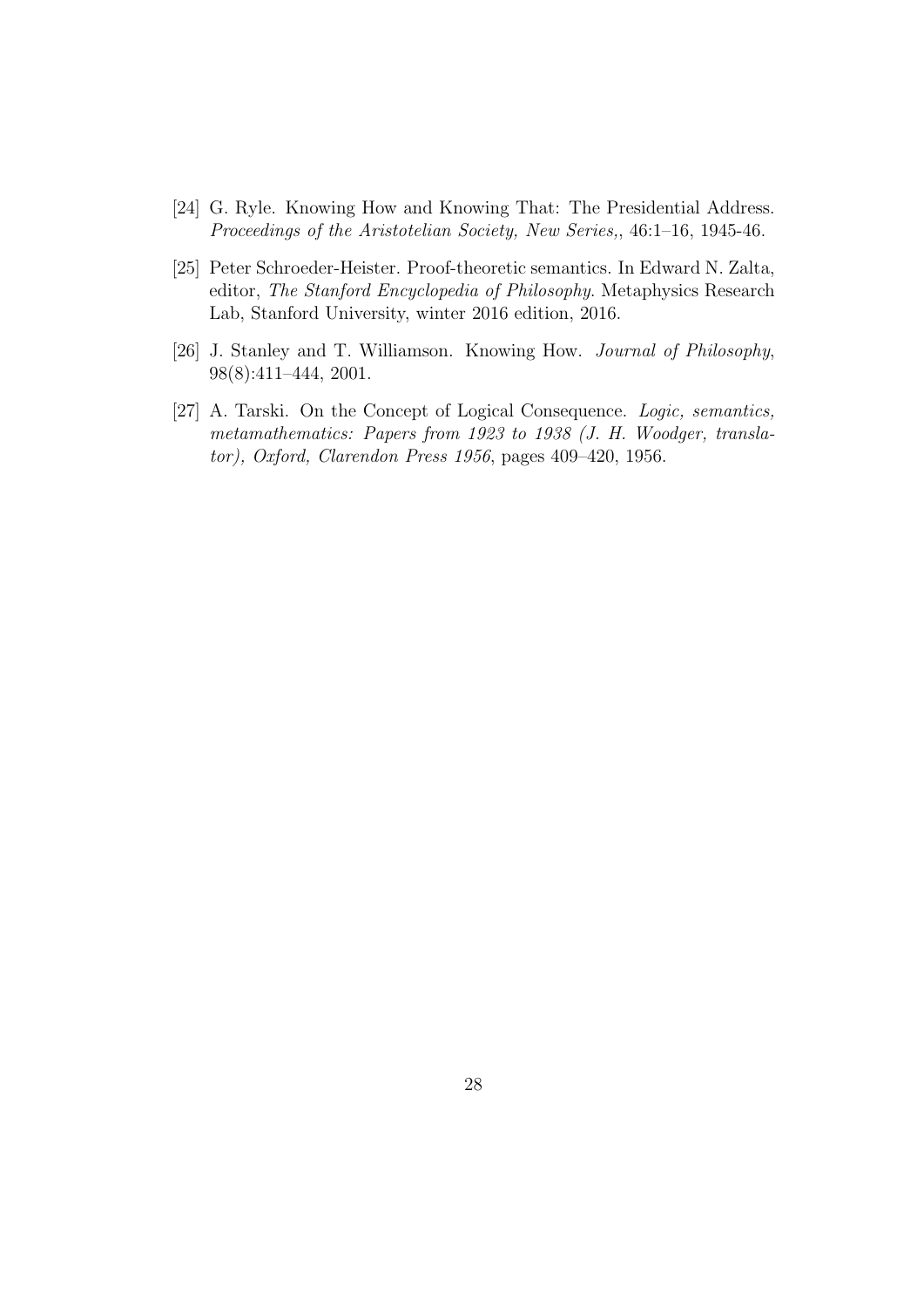[24] G. Ryle. Knowing How and Knowing That: The Presidential Address. *Proceedings of the Aristotelian Society, New Series,*, 46:1–16, 1945-46.

[25] Peter Schroeder-Heister. Proof-theoretic semantics. In Edward N. Zalta, editor, *The Stanford Encyclopedia of Philosophy*. Metaphysics Research Lab, Stanford University, winter 2016 edition, 2016.

[26] J. Stanley and T. Williamson. Knowing How. *Journal of Philosophy*, 98(8):411–444, 2001.

[27] A. Tarski. On the Concept of Logical Consequence. *Logic, semantics, metamathematics: Papers from 1923 to 1938 (J. H. Woodger, translator), Oxford, Clarendon Press 1956*, pages 409–420, 1956.